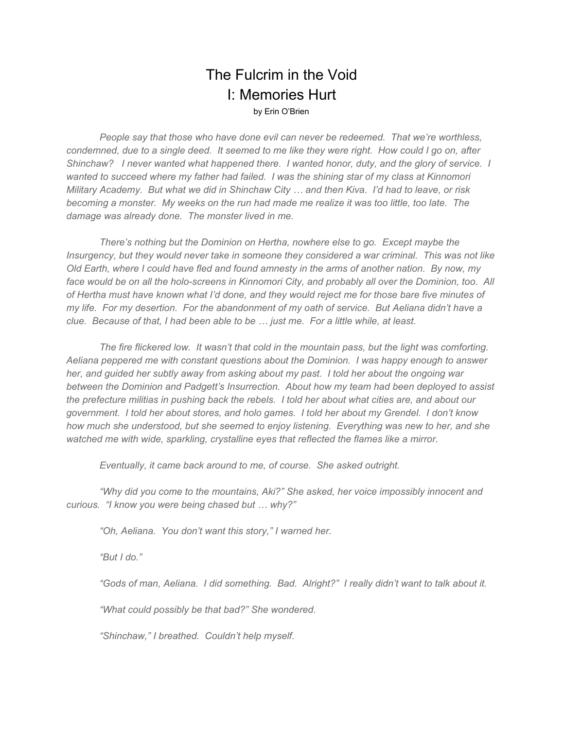# The Fulcrim in the Void
## I: Memories Hurt

by Erin O'Brien

*People say that those who have done evil can never be redeemed. That we're worthless, condemned, due to a single deed. It seemed to me like they were right. How could I go on, after Shinchaw? I never wanted what happened there. I wanted honor, duty, and the glory of service. I wanted to succeed where my father had failed. I was the shining star of my class at Kinnomori Military Academy. But what we did in Shinchaw City … and then Kiva. I'd had to leave, or risk becoming a monster. My weeks on the run had made me realize it was too little, too late. The damage was already done. The monster lived in me.*

*There's nothing but the Dominion on Hertha, nowhere else to go. Except maybe the Insurgency, but they would never take in someone they considered a war criminal. This was not like Old Earth, where I could have fled and found amnesty in the arms of another nation. By now, my face would be on all the holo-screens in Kinnomori City, and probably all over the Dominion, too. All of Hertha must have known what I'd done, and they would reject me for those bare five minutes of my life. For my desertion. For the abandonment of my oath of service. But Aeliana didn't have a clue. Because of that, I had been able to be … just me. For a little while, at least.*

*The fire flickered low. It wasn't that cold in the mountain pass, but the light was comforting. Aeliana peppered me with constant questions about the Dominion. I was happy enough to answer her, and guided her subtly away from asking about my past. I told her about the ongoing war between the Dominion and Padgett's Insurrection. About how my team had been deployed to assist the prefecture militias in pushing back the rebels. I told her about what cities are, and about our government. I told her about stores, and holo games. I told her about my Grendel. I don't know how much she understood, but she seemed to enjoy listening. Everything was new to her, and she watched me with wide, sparkling, crystalline eyes that reflected the flames like a mirror.*

*Eventually, it came back around to me, of course. She asked outright.*

*"Why did you come to the mountains, Aki?" She asked, her voice impossibly innocent and curious. "I know you were being chased but … why?"*

*"Oh, Aeliana. You don't want this story," I warned her.*

*"But I do."*

*"Gods of man, Aeliana. I did something. Bad. Alright?" I really didn't want to talk about it.*

*"What could possibly be that bad?" She wondered.*

*"Shinchaw," I breathed. Couldn't help myself.*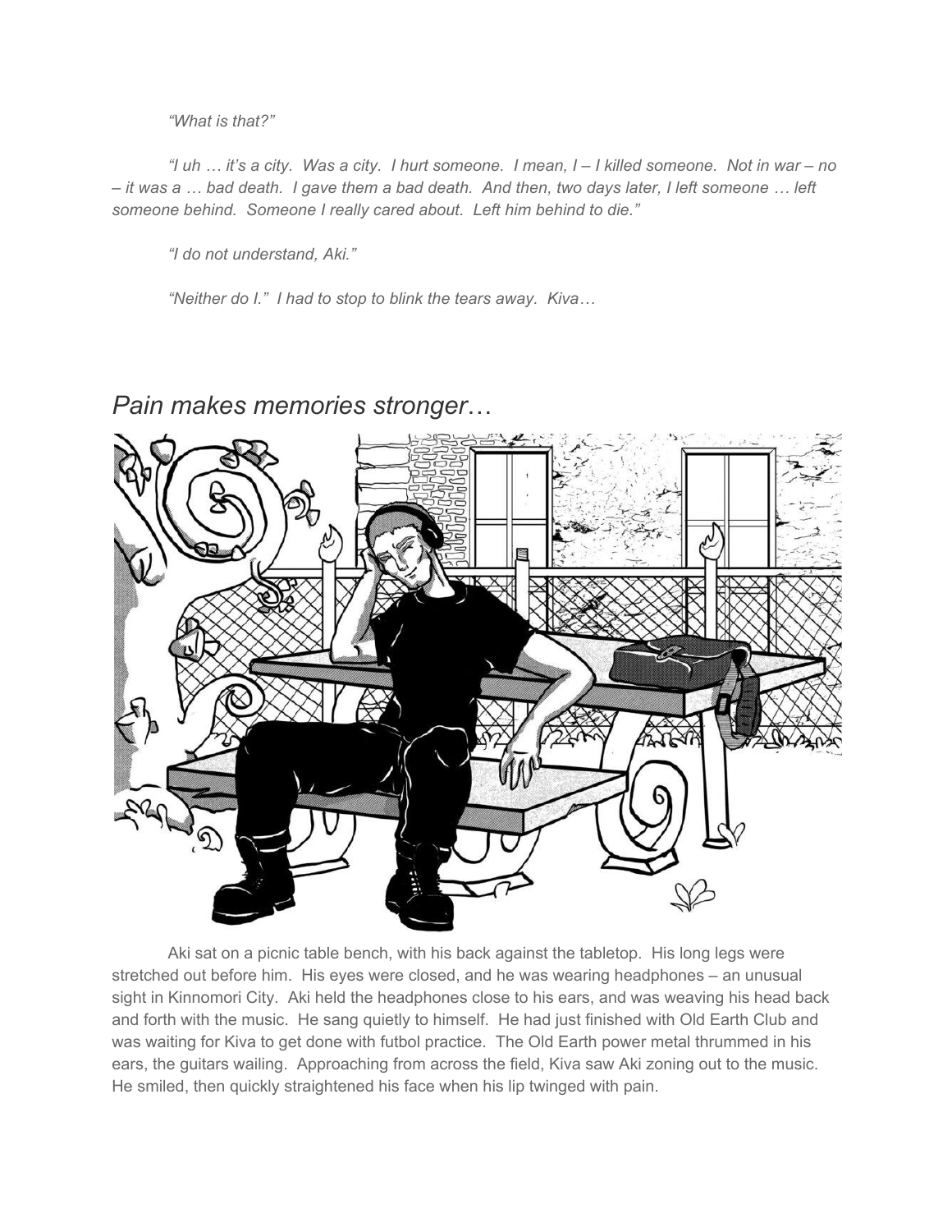*"What is that?"*

*"I uh … it's a city. Was a city. I hurt someone. I mean, I – I killed someone. Not in war – no – it was a … bad death. I gave them a bad death. And then, two days later, I left someone … left someone behind. Someone I really cared about. Left him behind to die."*

*"I do not understand, Aki."*

*"Neither do I." I had to stop to blink the tears away. Kiva…*

## *Pain makes memories stronger…*

Aki sat on a picnic table bench, with his back against the tabletop. His long legs were stretched out before him. His eyes were closed, and he was wearing headphones – an unusual sight in Kinnomori City. Aki held the headphones close to his ears, and was weaving his head back and forth with the music. He sang quietly to himself. He had just finished with Old Earth Club and was waiting for Kiva to get done with futbol practice. The Old Earth power metal thrummed in his ears, the guitars wailing. Approaching from across the field, Kiva saw Aki zoning out to the music. He smiled, then quickly straightened his face when his lip twinged with pain.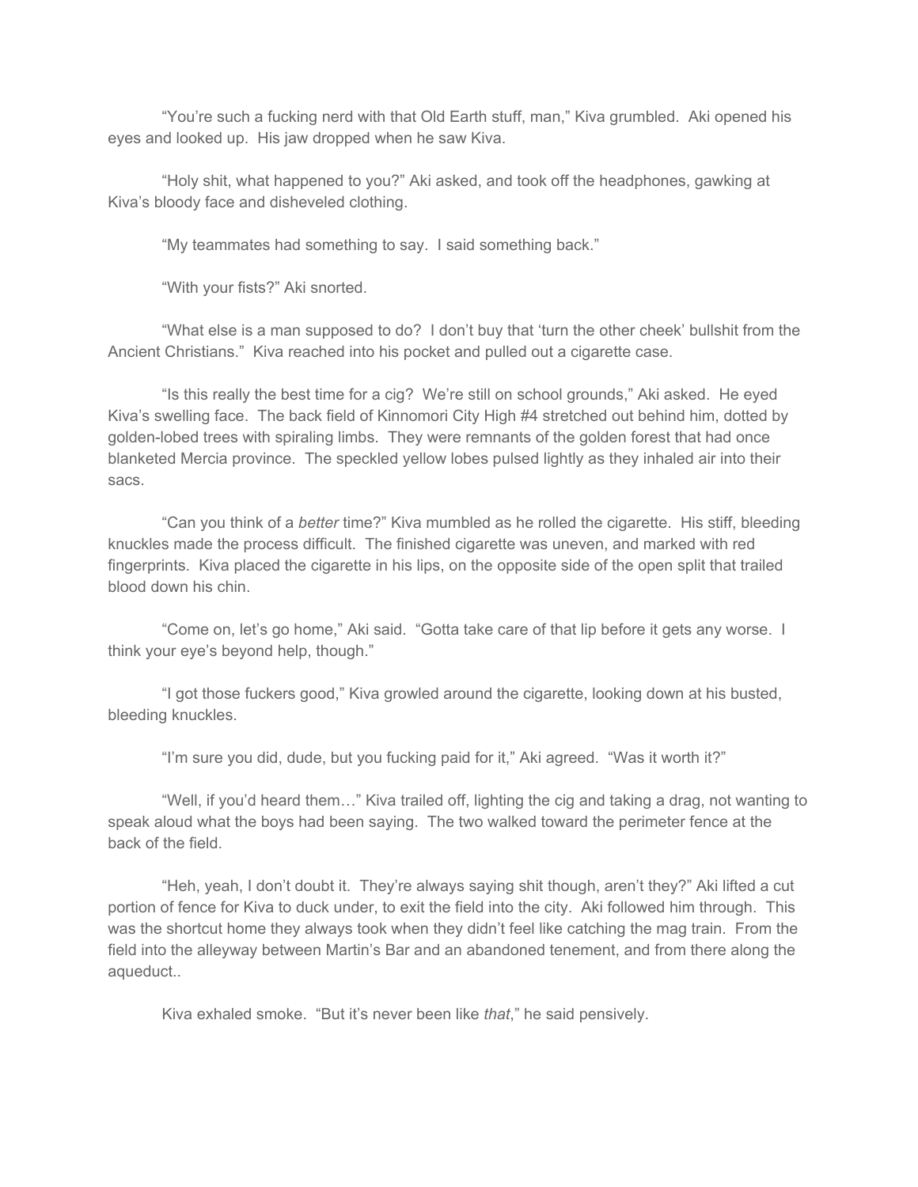"You're such a fucking nerd with that Old Earth stuff, man," Kiva grumbled. Aki opened his eyes and looked up. His jaw dropped when he saw Kiva.

"Holy shit, what happened to you?" Aki asked, and took off the headphones, gawking at Kiva's bloody face and disheveled clothing.

"My teammates had something to say. I said something back."

"With your fists?" Aki snorted.

"What else is a man supposed to do? I don't buy that 'turn the other cheek' bullshit from the Ancient Christians." Kiva reached into his pocket and pulled out a cigarette case.

"Is this really the best time for a cig? We're still on school grounds," Aki asked. He eyed Kiva's swelling face. The back field of Kinnomori City High #4 stretched out behind him, dotted by golden-lobed trees with spiraling limbs. They were remnants of the golden forest that had once blanketed Mercia province. The speckled yellow lobes pulsed lightly as they inhaled air into their sacs.

"Can you think of a *better* time?" Kiva mumbled as he rolled the cigarette. His stiff, bleeding knuckles made the process difficult. The finished cigarette was uneven, and marked with red fingerprints. Kiva placed the cigarette in his lips, on the opposite side of the open split that trailed blood down his chin.

"Come on, let's go home," Aki said. "Gotta take care of that lip before it gets any worse. I think your eye's beyond help, though."

"I got those fuckers good," Kiva growled around the cigarette, looking down at his busted, bleeding knuckles.

"I'm sure you did, dude, but you fucking paid for it," Aki agreed. "Was it worth it?"

"Well, if you'd heard them…" Kiva trailed off, lighting the cig and taking a drag, not wanting to speak aloud what the boys had been saying. The two walked toward the perimeter fence at the back of the field.

"Heh, yeah, I don't doubt it. They're always saying shit though, aren't they?" Aki lifted a cut portion of fence for Kiva to duck under, to exit the field into the city. Aki followed him through. This was the shortcut home they always took when they didn't feel like catching the mag train. From the field into the alleyway between Martin's Bar and an abandoned tenement, and from there along the aqueduct..

Kiva exhaled smoke. "But it's never been like *that*," he said pensively.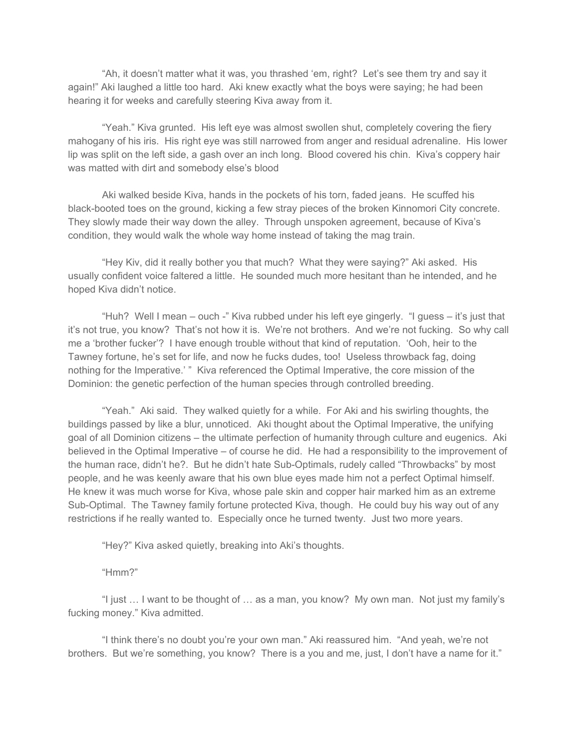"Ah, it doesn't matter what it was, you thrashed 'em, right? Let's see them try and say it again!" Aki laughed a little too hard. Aki knew exactly what the boys were saying; he had been hearing it for weeks and carefully steering Kiva away from it.

"Yeah." Kiva grunted. His left eye was almost swollen shut, completely covering the fiery mahogany of his iris. His right eye was still narrowed from anger and residual adrenaline. His lower lip was split on the left side, a gash over an inch long. Blood covered his chin. Kiva's coppery hair was matted with dirt and somebody else's blood

Aki walked beside Kiva, hands in the pockets of his torn, faded jeans. He scuffed his black-booted toes on the ground, kicking a few stray pieces of the broken Kinnomori City concrete. They slowly made their way down the alley. Through unspoken agreement, because of Kiva's condition, they would walk the whole way home instead of taking the mag train.

"Hey Kiv, did it really bother you that much? What they were saying?" Aki asked. His usually confident voice faltered a little. He sounded much more hesitant than he intended, and he hoped Kiva didn't notice.

"Huh? Well I mean – ouch -" Kiva rubbed under his left eye gingerly. "I guess – it's just that it's not true, you know? That's not how it is. We're not brothers. And we're not fucking. So why call me a 'brother fucker'? I have enough trouble without that kind of reputation. 'Ooh, heir to the Tawney fortune, he's set for life, and now he fucks dudes, too! Useless throwback fag, doing nothing for the Imperative.' " Kiva referenced the Optimal Imperative, the core mission of the Dominion: the genetic perfection of the human species through controlled breeding.

"Yeah." Aki said. They walked quietly for a while. For Aki and his swirling thoughts, the buildings passed by like a blur, unnoticed. Aki thought about the Optimal Imperative, the unifying goal of all Dominion citizens – the ultimate perfection of humanity through culture and eugenics. Aki believed in the Optimal Imperative – of course he did. He had a responsibility to the improvement of the human race, didn't he?. But he didn't hate Sub-Optimals, rudely called "Throwbacks" by most people, and he was keenly aware that his own blue eyes made him not a perfect Optimal himself. He knew it was much worse for Kiva, whose pale skin and copper hair marked him as an extreme Sub-Optimal. The Tawney family fortune protected Kiva, though. He could buy his way out of any restrictions if he really wanted to. Especially once he turned twenty. Just two more years.

"Hey?" Kiva asked quietly, breaking into Aki's thoughts.

"Hmm?"

"I just … I want to be thought of … as a man, you know? My own man. Not just my family's fucking money." Kiva admitted.

"I think there's no doubt you're your own man." Aki reassured him. "And yeah, we're not brothers. But we're something, you know? There is a you and me, just, I don't have a name for it."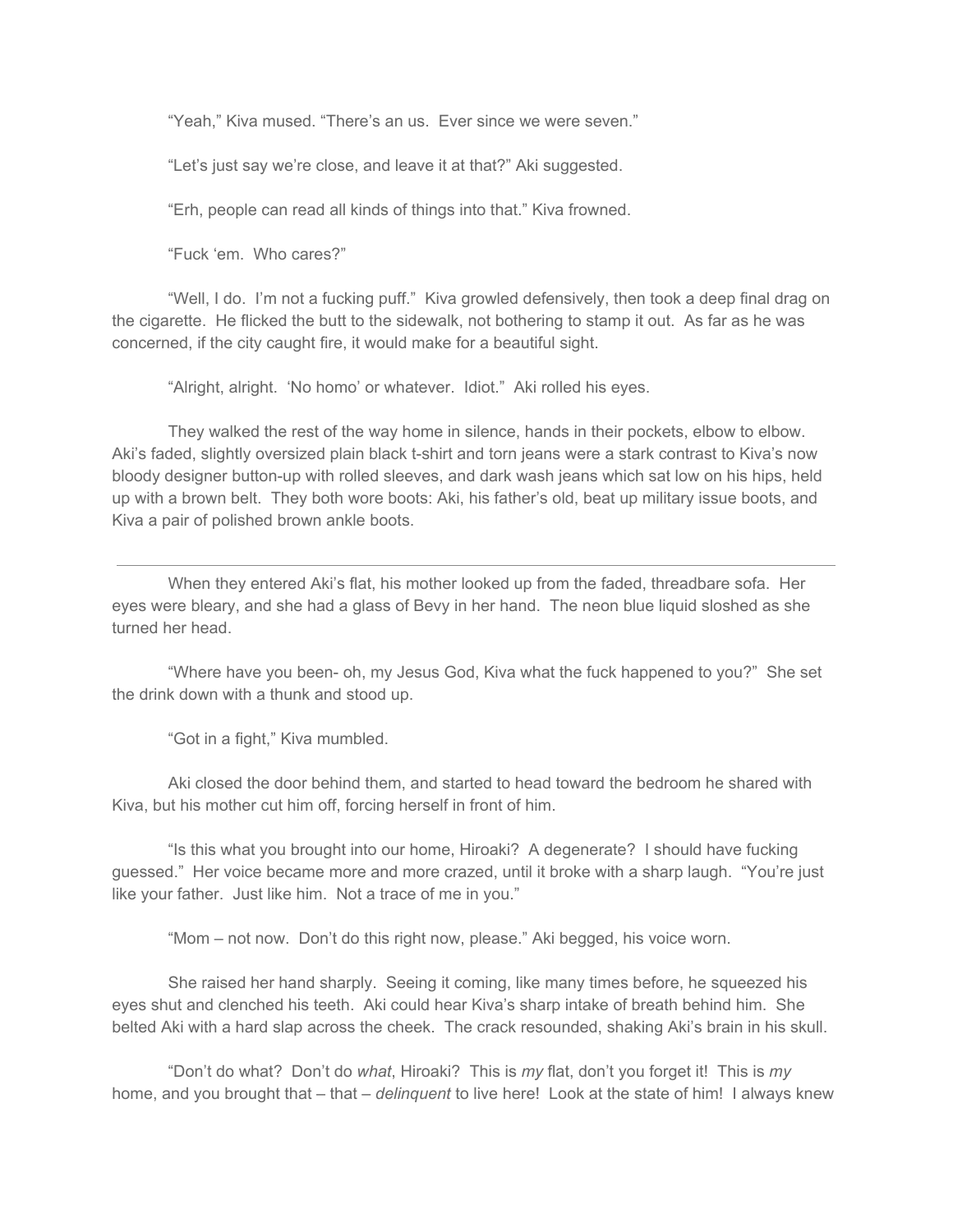"Yeah," Kiva mused. "There's an us. Ever since we were seven."

"Let's just say we're close, and leave it at that?" Aki suggested.

"Erh, people can read all kinds of things into that." Kiva frowned.

"Fuck 'em. Who cares?"

"Well, I do. I'm not a fucking puff." Kiva growled defensively, then took a deep final drag on the cigarette. He flicked the butt to the sidewalk, not bothering to stamp it out. As far as he was concerned, if the city caught fire, it would make for a beautiful sight.

"Alright, alright. 'No homo' or whatever. Idiot." Aki rolled his eyes.

They walked the rest of the way home in silence, hands in their pockets, elbow to elbow. Aki's faded, slightly oversized plain black t-shirt and torn jeans were a stark contrast to Kiva's now bloody designer button-up with rolled sleeves, and dark wash jeans which sat low on his hips, held up with a brown belt. They both wore boots: Aki, his father's old, beat up military issue boots, and Kiva a pair of polished brown ankle boots.

---

When they entered Aki's flat, his mother looked up from the faded, threadbare sofa. Her eyes were bleary, and she had a glass of Bevy in her hand. The neon blue liquid sloshed as she turned her head.

"Where have you been- oh, my Jesus God, Kiva what the fuck happened to you?" She set the drink down with a thunk and stood up.

"Got in a fight," Kiva mumbled.

Aki closed the door behind them, and started to head toward the bedroom he shared with Kiva, but his mother cut him off, forcing herself in front of him.

"Is this what you brought into our home, Hiroaki? A degenerate? I should have fucking guessed." Her voice became more and more crazed, until it broke with a sharp laugh. "You're just like your father. Just like him. Not a trace of me in you."

"Mom – not now. Don't do this right now, please." Aki begged, his voice worn.

She raised her hand sharply. Seeing it coming, like many times before, he squeezed his eyes shut and clenched his teeth. Aki could hear Kiva's sharp intake of breath behind him. She belted Aki with a hard slap across the cheek. The crack resounded, shaking Aki's brain in his skull.

"Don't do what? Don't do *what*, Hiroaki? This is *my* flat, don't you forget it! This is *my* home, and you brought that – that – *delinquent* to live here! Look at the state of him! I always knew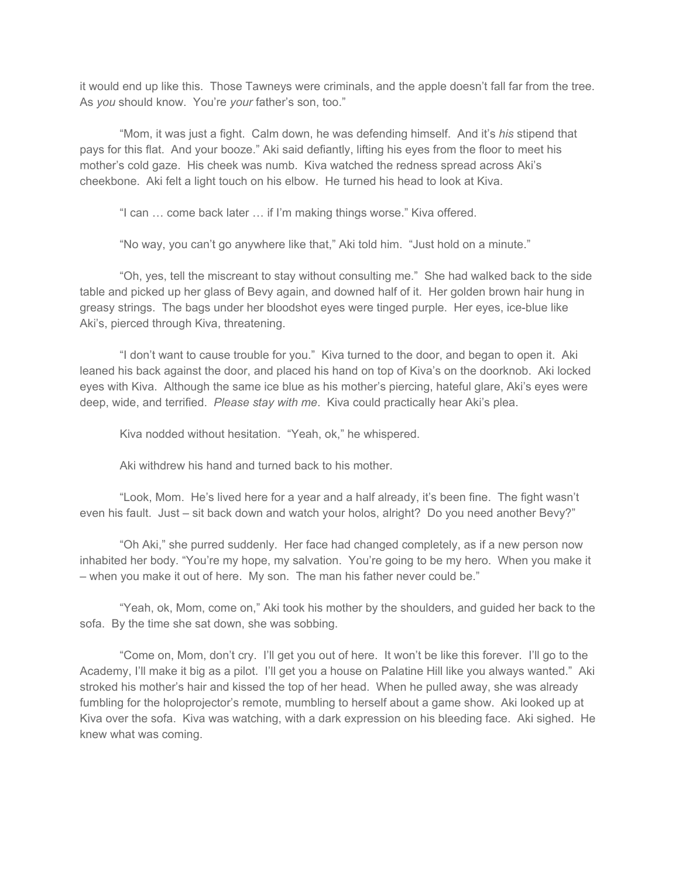it would end up like this. Those Tawneys were criminals, and the apple doesn't fall far from the tree. As *you* should know. You're *your* father's son, too."

"Mom, it was just a fight. Calm down, he was defending himself. And it's *his* stipend that pays for this flat. And your booze." Aki said defiantly, lifting his eyes from the floor to meet his mother's cold gaze. His cheek was numb. Kiva watched the redness spread across Aki's cheekbone. Aki felt a light touch on his elbow. He turned his head to look at Kiva.

"I can … come back later … if I'm making things worse." Kiva offered.

"No way, you can't go anywhere like that," Aki told him. "Just hold on a minute."

"Oh, yes, tell the miscreant to stay without consulting me." She had walked back to the side table and picked up her glass of Bevy again, and downed half of it. Her golden brown hair hung in greasy strings. The bags under her bloodshot eyes were tinged purple. Her eyes, ice-blue like Aki's, pierced through Kiva, threatening.

"I don't want to cause trouble for you." Kiva turned to the door, and began to open it. Aki leaned his back against the door, and placed his hand on top of Kiva's on the doorknob. Aki locked eyes with Kiva. Although the same ice blue as his mother's piercing, hateful glare, Aki's eyes were deep, wide, and terrified. *Please stay with me*. Kiva could practically hear Aki's plea.

Kiva nodded without hesitation. "Yeah, ok," he whispered.

Aki withdrew his hand and turned back to his mother.

"Look, Mom. He's lived here for a year and a half already, it's been fine. The fight wasn't even his fault. Just – sit back down and watch your holos, alright? Do you need another Bevy?"

"Oh Aki," she purred suddenly. Her face had changed completely, as if a new person now inhabited her body. "You're my hope, my salvation. You're going to be my hero. When you make it – when you make it out of here. My son. The man his father never could be."

"Yeah, ok, Mom, come on," Aki took his mother by the shoulders, and guided her back to the sofa. By the time she sat down, she was sobbing.

"Come on, Mom, don't cry. I'll get you out of here. It won't be like this forever. I'll go to the Academy, I'll make it big as a pilot. I'll get you a house on Palatine Hill like you always wanted." Aki stroked his mother's hair and kissed the top of her head. When he pulled away, she was already fumbling for the holoprojector's remote, mumbling to herself about a game show. Aki looked up at Kiva over the sofa. Kiva was watching, with a dark expression on his bleeding face. Aki sighed. He knew what was coming.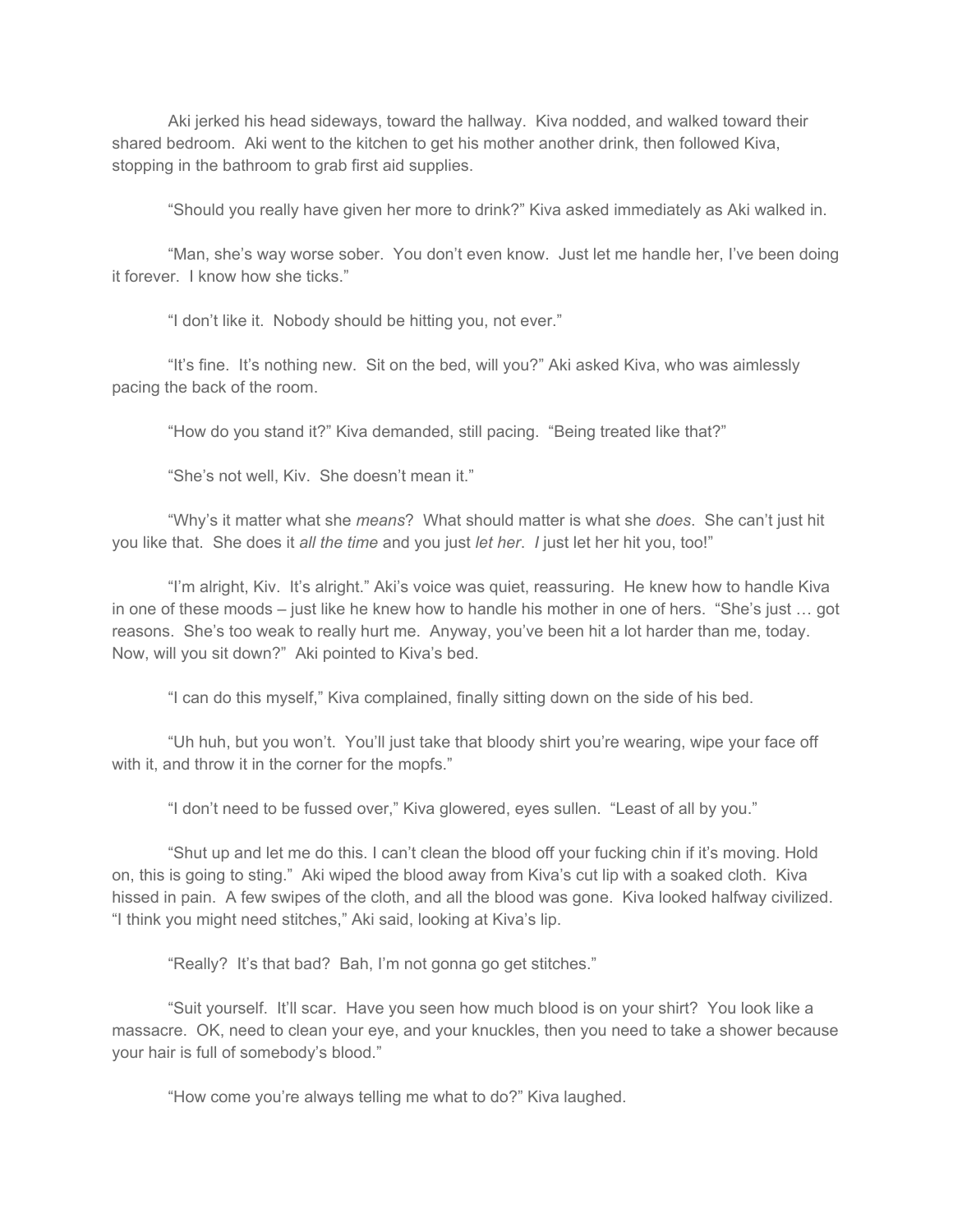Aki jerked his head sideways, toward the hallway. Kiva nodded, and walked toward their shared bedroom. Aki went to the kitchen to get his mother another drink, then followed Kiva, stopping in the bathroom to grab first aid supplies.

"Should you really have given her more to drink?" Kiva asked immediately as Aki walked in.

"Man, she's way worse sober. You don't even know. Just let me handle her, I've been doing it forever. I know how she ticks."

"I don't like it. Nobody should be hitting you, not ever."

"It's fine. It's nothing new. Sit on the bed, will you?" Aki asked Kiva, who was aimlessly pacing the back of the room.

"How do you stand it?" Kiva demanded, still pacing. "Being treated like that?"

"She's not well, Kiv. She doesn't mean it."

"Why's it matter what she *means*? What should matter is what she *does*. She can't just hit you like that. She does it *all the time* and you just *let her*. *I* just let her hit you, too!"

"I'm alright, Kiv. It's alright." Aki's voice was quiet, reassuring. He knew how to handle Kiva in one of these moods – just like he knew how to handle his mother in one of hers. "She's just … got reasons. She's too weak to really hurt me. Anyway, you've been hit a lot harder than me, today. Now, will you sit down?" Aki pointed to Kiva's bed.

"I can do this myself," Kiva complained, finally sitting down on the side of his bed.

"Uh huh, but you won't. You'll just take that bloody shirt you're wearing, wipe your face off with it, and throw it in the corner for the mopfs."

"I don't need to be fussed over," Kiva glowered, eyes sullen. "Least of all by you."

"Shut up and let me do this. I can't clean the blood off your fucking chin if it's moving. Hold on, this is going to sting." Aki wiped the blood away from Kiva's cut lip with a soaked cloth. Kiva hissed in pain. A few swipes of the cloth, and all the blood was gone. Kiva looked halfway civilized. "I think you might need stitches," Aki said, looking at Kiva's lip.

"Really? It's that bad? Bah, I'm not gonna go get stitches."

"Suit yourself. It'll scar. Have you seen how much blood is on your shirt? You look like a massacre. OK, need to clean your eye, and your knuckles, then you need to take a shower because your hair is full of somebody's blood."

"How come you're always telling me what to do?" Kiva laughed.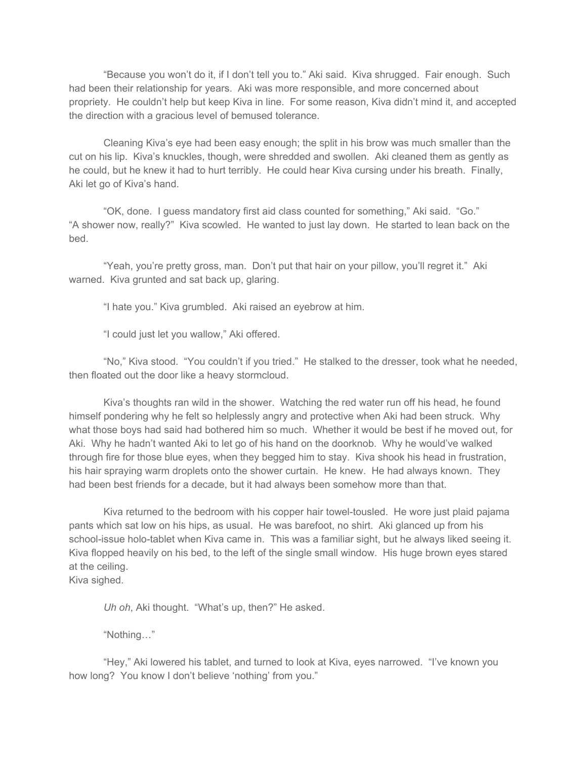"Because you won't do it, if I don't tell you to." Aki said. Kiva shrugged. Fair enough. Such had been their relationship for years. Aki was more responsible, and more concerned about propriety. He couldn't help but keep Kiva in line. For some reason, Kiva didn't mind it, and accepted the direction with a gracious level of bemused tolerance.

Cleaning Kiva's eye had been easy enough; the split in his brow was much smaller than the cut on his lip. Kiva's knuckles, though, were shredded and swollen. Aki cleaned them as gently as he could, but he knew it had to hurt terribly. He could hear Kiva cursing under his breath. Finally, Aki let go of Kiva's hand.

"OK, done. I guess mandatory first aid class counted for something," Aki said. "Go."
"A shower now, really?" Kiva scowled. He wanted to just lay down. He started to lean back on the bed.

"Yeah, you're pretty gross, man. Don't put that hair on your pillow, you'll regret it." Aki warned. Kiva grunted and sat back up, glaring.

"I hate you." Kiva grumbled. Aki raised an eyebrow at him.

"I could just let you wallow," Aki offered.

"No," Kiva stood. "You couldn't if you tried." He stalked to the dresser, took what he needed, then floated out the door like a heavy stormcloud.

Kiva's thoughts ran wild in the shower. Watching the red water run off his head, he found himself pondering why he felt so helplessly angry and protective when Aki had been struck. Why what those boys had said had bothered him so much. Whether it would be best if he moved out, for Aki. Why he hadn't wanted Aki to let go of his hand on the doorknob. Why he would've walked through fire for those blue eyes, when they begged him to stay. Kiva shook his head in frustration, his hair spraying warm droplets onto the shower curtain. He knew. He had always known. They had been best friends for a decade, but it had always been somehow more than that.

Kiva returned to the bedroom with his copper hair towel-tousled. He wore just plaid pajama pants which sat low on his hips, as usual. He was barefoot, no shirt. Aki glanced up from his school-issue holo-tablet when Kiva came in. This was a familiar sight, but he always liked seeing it. Kiva flopped heavily on his bed, to the left of the single small window. His huge brown eyes stared at the ceiling.
Kiva sighed.

*Uh oh*, Aki thought. "What's up, then?" He asked.

"Nothing…"

"Hey," Aki lowered his tablet, and turned to look at Kiva, eyes narrowed. "I've known you how long? You know I don't believe 'nothing' from you."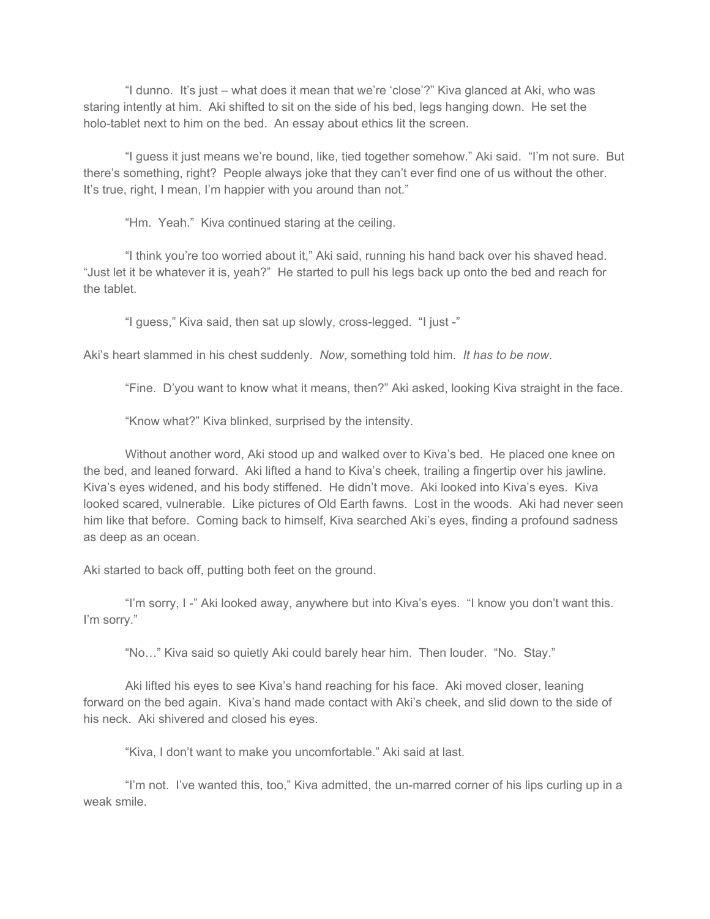"I dunno. It's just – what does it mean that we're 'close'?" Kiva glanced at Aki, who was staring intently at him. Aki shifted to sit on the side of his bed, legs hanging down. He set the holo-tablet next to him on the bed. An essay about ethics lit the screen.

"I guess it just means we're bound, like, tied together somehow." Aki said. "I'm not sure. But there's something, right? People always joke that they can't ever find one of us without the other. It's true, right, I mean, I'm happier with you around than not."

"Hm. Yeah." Kiva continued staring at the ceiling.

"I think you're too worried about it," Aki said, running his hand back over his shaved head. "Just let it be whatever it is, yeah?" He started to pull his legs back up onto the bed and reach for the tablet.

"I guess," Kiva said, then sat up slowly, cross-legged. "I just -"

Aki's heart slammed in his chest suddenly. *Now*, something told him. *It has to be now*.

"Fine. D'you want to know what it means, then?" Aki asked, looking Kiva straight in the face.

"Know what?" Kiva blinked, surprised by the intensity.

Without another word, Aki stood up and walked over to Kiva's bed. He placed one knee on the bed, and leaned forward. Aki lifted a hand to Kiva's cheek, trailing a fingertip over his jawline. Kiva's eyes widened, and his body stiffened. He didn't move. Aki looked into Kiva's eyes. Kiva looked scared, vulnerable. Like pictures of Old Earth fawns. Lost in the woods. Aki had never seen him like that before. Coming back to himself, Kiva searched Aki's eyes, finding a profound sadness as deep as an ocean.

Aki started to back off, putting both feet on the ground.

"I'm sorry, I -" Aki looked away, anywhere but into Kiva's eyes. "I know you don't want this. I'm sorry."

"No…" Kiva said so quietly Aki could barely hear him. Then louder. "No. Stay."

Aki lifted his eyes to see Kiva's hand reaching for his face. Aki moved closer, leaning forward on the bed again. Kiva's hand made contact with Aki's cheek, and slid down to the side of his neck. Aki shivered and closed his eyes.

"Kiva, I don't want to make you uncomfortable." Aki said at last.

"I'm not. I've wanted this, too," Kiva admitted, the un-marred corner of his lips curling up in a weak smile.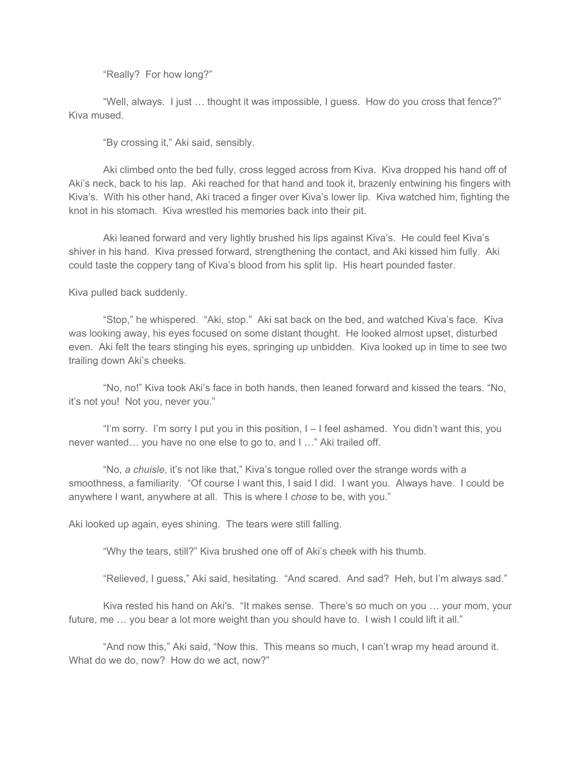"Really?  For how long?"

"Well, always.  I just … thought it was impossible, I guess.  How do you cross that fence?" Kiva mused.

"By crossing it," Aki said, sensibly.

Aki climbed onto the bed fully, cross legged across from Kiva.  Kiva dropped his hand off of Aki's neck, back to his lap.  Aki reached for that hand and took it, brazenly entwining his fingers with Kiva's.  With his other hand, Aki traced a finger over Kiva's lower lip.  Kiva watched him, fighting the knot in his stomach.  Kiva wrestled his memories back into their pit.

Aki leaned forward and very lightly brushed his lips against Kiva's.  He could feel Kiva's shiver in his hand.  Kiva pressed forward, strengthening the contact, and Aki kissed him fully.  Aki could taste the coppery tang of Kiva's blood from his split lip.  His heart pounded faster.

Kiva pulled back suddenly.

"Stop," he whispered.  "Aki, stop."  Aki sat back on the bed, and watched Kiva's face.  Kiva was looking away, his eyes focused on some distant thought.  He looked almost upset, disturbed even.  Aki felt the tears stinging his eyes, springing up unbidden.  Kiva looked up in time to see two trailing down Aki's cheeks.

"No, no!" Kiva took Aki's face in both hands, then leaned forward and kissed the tears. "No, it's not you!  Not you, never you."

"I'm sorry.  I'm sorry I put you in this position, I – I feel ashamed.  You didn't want this, you never wanted… you have no one else to go to, and I …" Aki trailed off.

"No, *a chuisle*, it's not like that," Kiva's tongue rolled over the strange words with a smoothness, a familiarity.  "Of course I want this, I said I did.  I want you.  Always have.  I could be anywhere I want, anywhere at all.  This is where I *chose* to be, with you."

Aki looked up again, eyes shining.  The tears were still falling.

"Why the tears, still?" Kiva brushed one off of Aki's cheek with his thumb.

"Relieved, I guess," Aki said, hesitating.  "And scared.  And sad?  Heh, but I'm always sad."

Kiva rested his hand on Aki's.  "It makes sense.  There's so much on you … your mom, your future, me … you bear a lot more weight than you should have to.  I wish I could lift it all."

"And now this," Aki said, "Now this.  This means so much, I can't wrap my head around it.  What do we do, now?  How do we act, now?"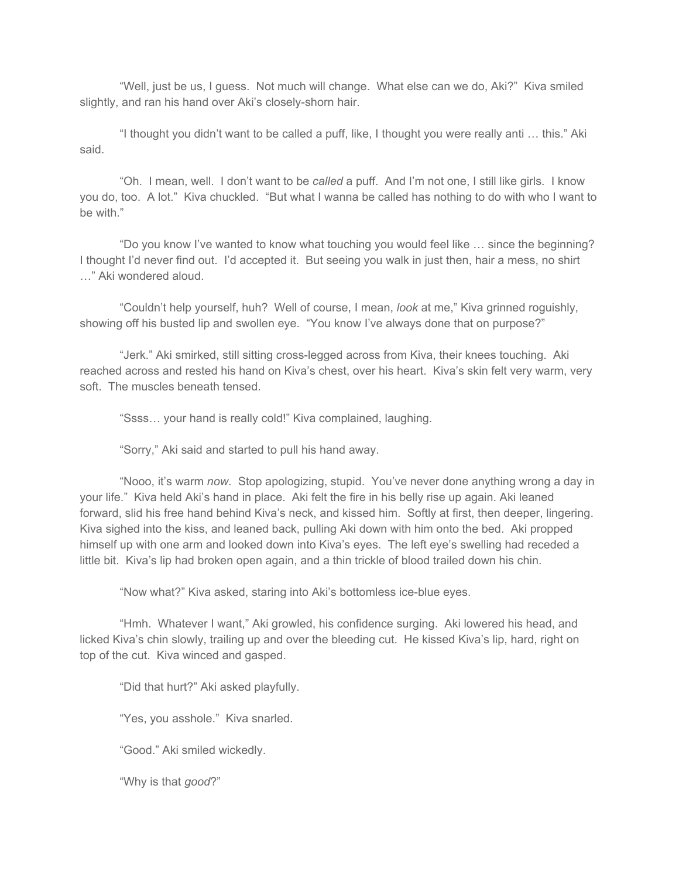"Well, just be us, I guess. Not much will change. What else can we do, Aki?" Kiva smiled slightly, and ran his hand over Aki's closely-shorn hair.

"I thought you didn't want to be called a puff, like, I thought you were really anti … this." Aki said.

"Oh. I mean, well. I don't want to be *called* a puff. And I'm not one, I still like girls. I know you do, too. A lot." Kiva chuckled. "But what I wanna be called has nothing to do with who I want to be with."

"Do you know I've wanted to know what touching you would feel like … since the beginning? I thought I'd never find out. I'd accepted it. But seeing you walk in just then, hair a mess, no shirt …" Aki wondered aloud.

"Couldn't help yourself, huh? Well of course, I mean, *look* at me," Kiva grinned roguishly, showing off his busted lip and swollen eye. "You know I've always done that on purpose?"

"Jerk." Aki smirked, still sitting cross-legged across from Kiva, their knees touching. Aki reached across and rested his hand on Kiva's chest, over his heart. Kiva's skin felt very warm, very soft. The muscles beneath tensed.

"Ssss… your hand is really cold!" Kiva complained, laughing.

"Sorry," Aki said and started to pull his hand away.

"Nooo, it's warm *now*. Stop apologizing, stupid. You've never done anything wrong a day in your life." Kiva held Aki's hand in place. Aki felt the fire in his belly rise up again. Aki leaned forward, slid his free hand behind Kiva's neck, and kissed him. Softly at first, then deeper, lingering. Kiva sighed into the kiss, and leaned back, pulling Aki down with him onto the bed. Aki propped himself up with one arm and looked down into Kiva's eyes. The left eye's swelling had receded a little bit. Kiva's lip had broken open again, and a thin trickle of blood trailed down his chin.

"Now what?" Kiva asked, staring into Aki's bottomless ice-blue eyes.

"Hmh. Whatever I want," Aki growled, his confidence surging. Aki lowered his head, and licked Kiva's chin slowly, trailing up and over the bleeding cut. He kissed Kiva's lip, hard, right on top of the cut. Kiva winced and gasped.

"Did that hurt?" Aki asked playfully.

"Yes, you asshole." Kiva snarled.

"Good." Aki smiled wickedly.

"Why is that *good*?"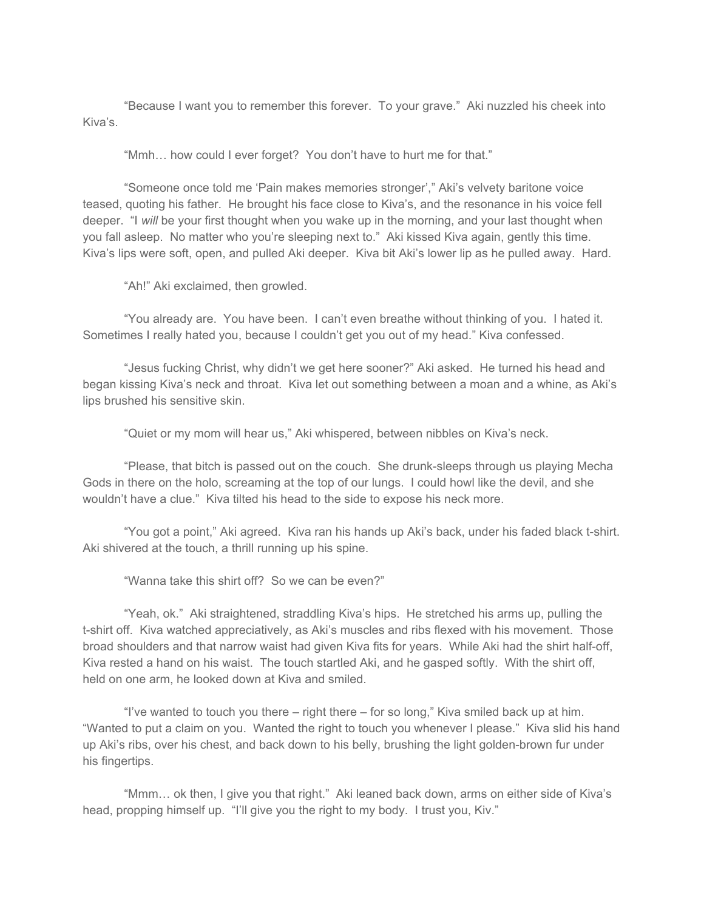"Because I want you to remember this forever. To your grave." Aki nuzzled his cheek into Kiva's.

"Mmh… how could I ever forget? You don't have to hurt me for that."

"Someone once told me 'Pain makes memories stronger'," Aki's velvety baritone voice teased, quoting his father. He brought his face close to Kiva's, and the resonance in his voice fell deeper. "I *will* be your first thought when you wake up in the morning, and your last thought when you fall asleep. No matter who you're sleeping next to." Aki kissed Kiva again, gently this time. Kiva's lips were soft, open, and pulled Aki deeper. Kiva bit Aki's lower lip as he pulled away. Hard.

"Ah!" Aki exclaimed, then growled.

"You already are. You have been. I can't even breathe without thinking of you. I hated it. Sometimes I really hated you, because I couldn't get you out of my head." Kiva confessed.

"Jesus fucking Christ, why didn't we get here sooner?" Aki asked. He turned his head and began kissing Kiva's neck and throat. Kiva let out something between a moan and a whine, as Aki's lips brushed his sensitive skin.

"Quiet or my mom will hear us," Aki whispered, between nibbles on Kiva's neck.

"Please, that bitch is passed out on the couch. She drunk-sleeps through us playing Mecha Gods in there on the holo, screaming at the top of our lungs. I could howl like the devil, and she wouldn't have a clue." Kiva tilted his head to the side to expose his neck more.

"You got a point," Aki agreed. Kiva ran his hands up Aki's back, under his faded black t-shirt. Aki shivered at the touch, a thrill running up his spine.

"Wanna take this shirt off? So we can be even?"

"Yeah, ok." Aki straightened, straddling Kiva's hips. He stretched his arms up, pulling the t-shirt off. Kiva watched appreciatively, as Aki's muscles and ribs flexed with his movement. Those broad shoulders and that narrow waist had given Kiva fits for years. While Aki had the shirt half-off, Kiva rested a hand on his waist. The touch startled Aki, and he gasped softly. With the shirt off, held on one arm, he looked down at Kiva and smiled.

"I've wanted to touch you there – right there – for so long," Kiva smiled back up at him. "Wanted to put a claim on you. Wanted the right to touch you whenever I please." Kiva slid his hand up Aki's ribs, over his chest, and back down to his belly, brushing the light golden-brown fur under his fingertips.

"Mmm… ok then, I give you that right." Aki leaned back down, arms on either side of Kiva's head, propping himself up. "I'll give you the right to my body. I trust you, Kiv."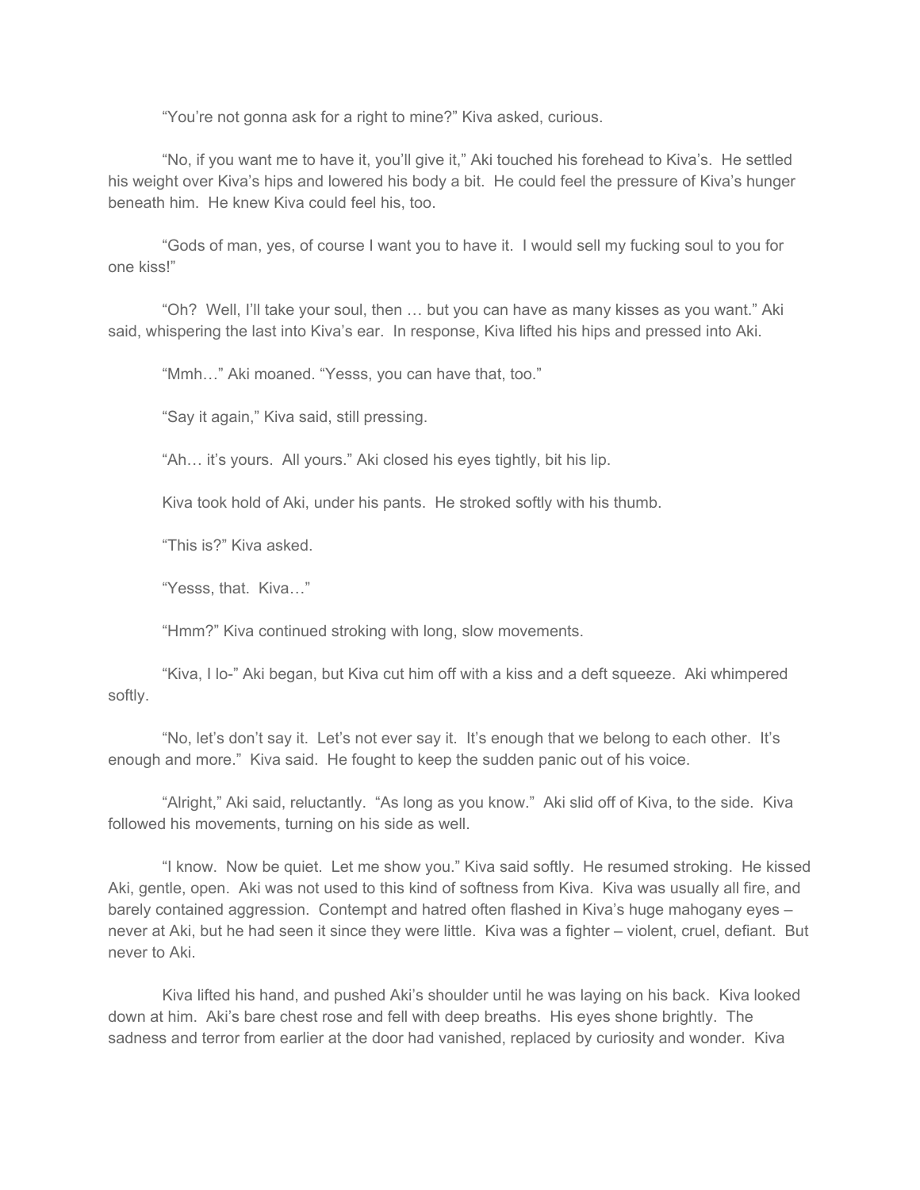"You're not gonna ask for a right to mine?" Kiva asked, curious.

"No, if you want me to have it, you'll give it," Aki touched his forehead to Kiva's. He settled his weight over Kiva's hips and lowered his body a bit. He could feel the pressure of Kiva's hunger beneath him. He knew Kiva could feel his, too.

"Gods of man, yes, of course I want you to have it. I would sell my fucking soul to you for one kiss!"

"Oh? Well, I'll take your soul, then … but you can have as many kisses as you want." Aki said, whispering the last into Kiva's ear. In response, Kiva lifted his hips and pressed into Aki.

"Mmh…" Aki moaned. "Yesss, you can have that, too."

"Say it again," Kiva said, still pressing.

"Ah… it's yours. All yours." Aki closed his eyes tightly, bit his lip.

Kiva took hold of Aki, under his pants. He stroked softly with his thumb.

"This is?" Kiva asked.

"Yesss, that. Kiva…"

"Hmm?" Kiva continued stroking with long, slow movements.

"Kiva, I lo-" Aki began, but Kiva cut him off with a kiss and a deft squeeze. Aki whimpered softly.

"No, let's don't say it. Let's not ever say it. It's enough that we belong to each other. It's enough and more." Kiva said. He fought to keep the sudden panic out of his voice.

"Alright," Aki said, reluctantly. "As long as you know." Aki slid off of Kiva, to the side. Kiva followed his movements, turning on his side as well.

"I know. Now be quiet. Let me show you." Kiva said softly. He resumed stroking. He kissed Aki, gentle, open. Aki was not used to this kind of softness from Kiva. Kiva was usually all fire, and barely contained aggression. Contempt and hatred often flashed in Kiva's huge mahogany eyes – never at Aki, but he had seen it since they were little. Kiva was a fighter – violent, cruel, defiant. But never to Aki.

Kiva lifted his hand, and pushed Aki's shoulder until he was laying on his back. Kiva looked down at him. Aki's bare chest rose and fell with deep breaths. His eyes shone brightly. The sadness and terror from earlier at the door had vanished, replaced by curiosity and wonder. Kiva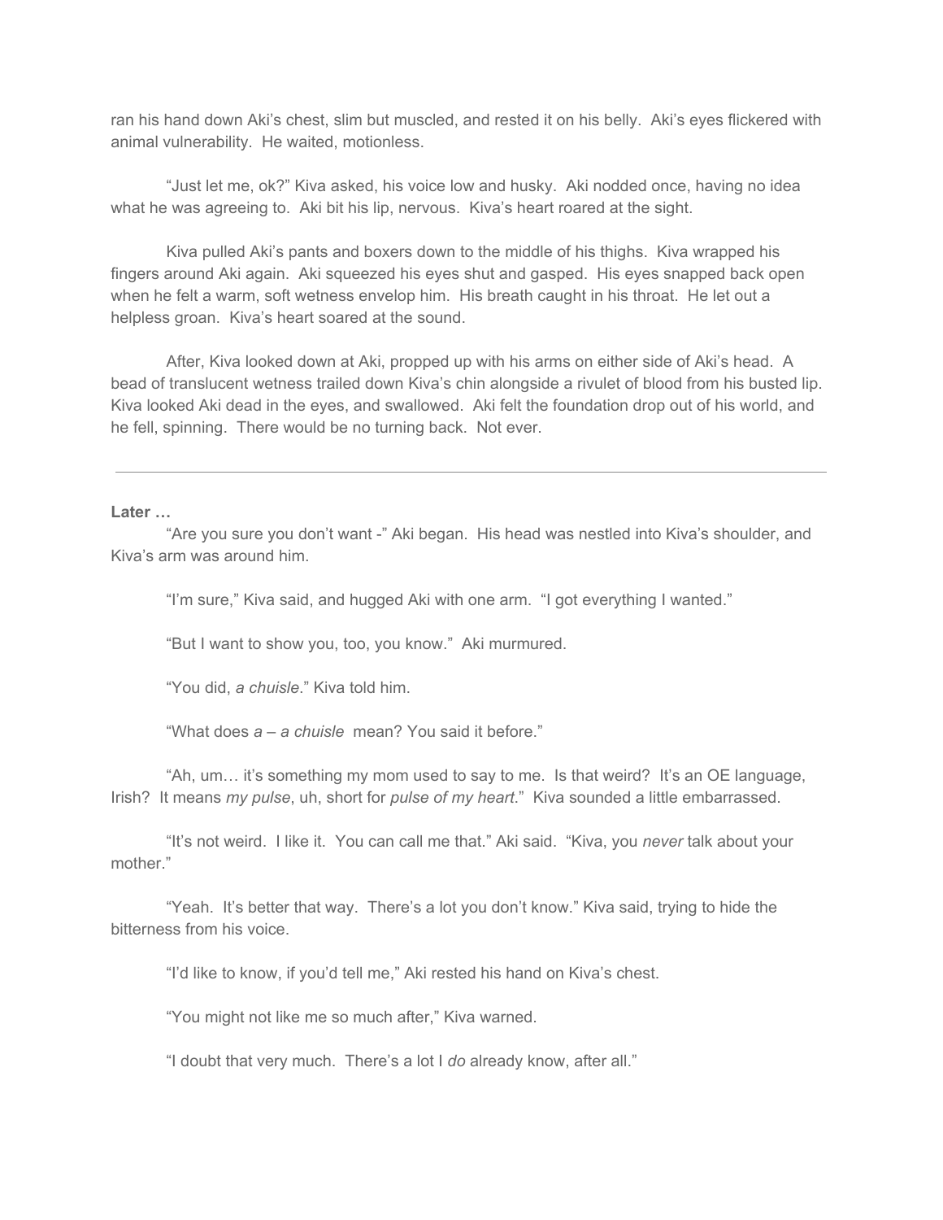ran his hand down Aki's chest, slim but muscled, and rested it on his belly. Aki's eyes flickered with animal vulnerability. He waited, motionless.

"Just let me, ok?" Kiva asked, his voice low and husky. Aki nodded once, having no idea what he was agreeing to. Aki bit his lip, nervous. Kiva's heart roared at the sight.

Kiva pulled Aki's pants and boxers down to the middle of his thighs. Kiva wrapped his fingers around Aki again. Aki squeezed his eyes shut and gasped. His eyes snapped back open when he felt a warm, soft wetness envelop him. His breath caught in his throat. He let out a helpless groan. Kiva's heart soared at the sound.

After, Kiva looked down at Aki, propped up with his arms on either side of Aki's head. A bead of translucent wetness trailed down Kiva's chin alongside a rivulet of blood from his busted lip. Kiva looked Aki dead in the eyes, and swallowed. Aki felt the foundation drop out of his world, and he fell, spinning. There would be no turning back. Not ever.

---

**Later …**

"Are you sure you don't want -" Aki began. His head was nestled into Kiva's shoulder, and Kiva's arm was around him.

"I'm sure," Kiva said, and hugged Aki with one arm. "I got everything I wanted."

"But I want to show you, too, you know." Aki murmured.

"You did, *a chuisle*." Kiva told him.

"What does *a – a chuisle* mean? You said it before."

"Ah, um… it's something my mom used to say to me. Is that weird? It's an OE language, Irish? It means *my pulse*, uh, short for *pulse of my heart*." Kiva sounded a little embarrassed.

"It's not weird. I like it. You can call me that." Aki said. "Kiva, you *never* talk about your mother."

"Yeah. It's better that way. There's a lot you don't know." Kiva said, trying to hide the bitterness from his voice.

"I'd like to know, if you'd tell me," Aki rested his hand on Kiva's chest.

"You might not like me so much after," Kiva warned.

"I doubt that very much. There's a lot I *do* already know, after all."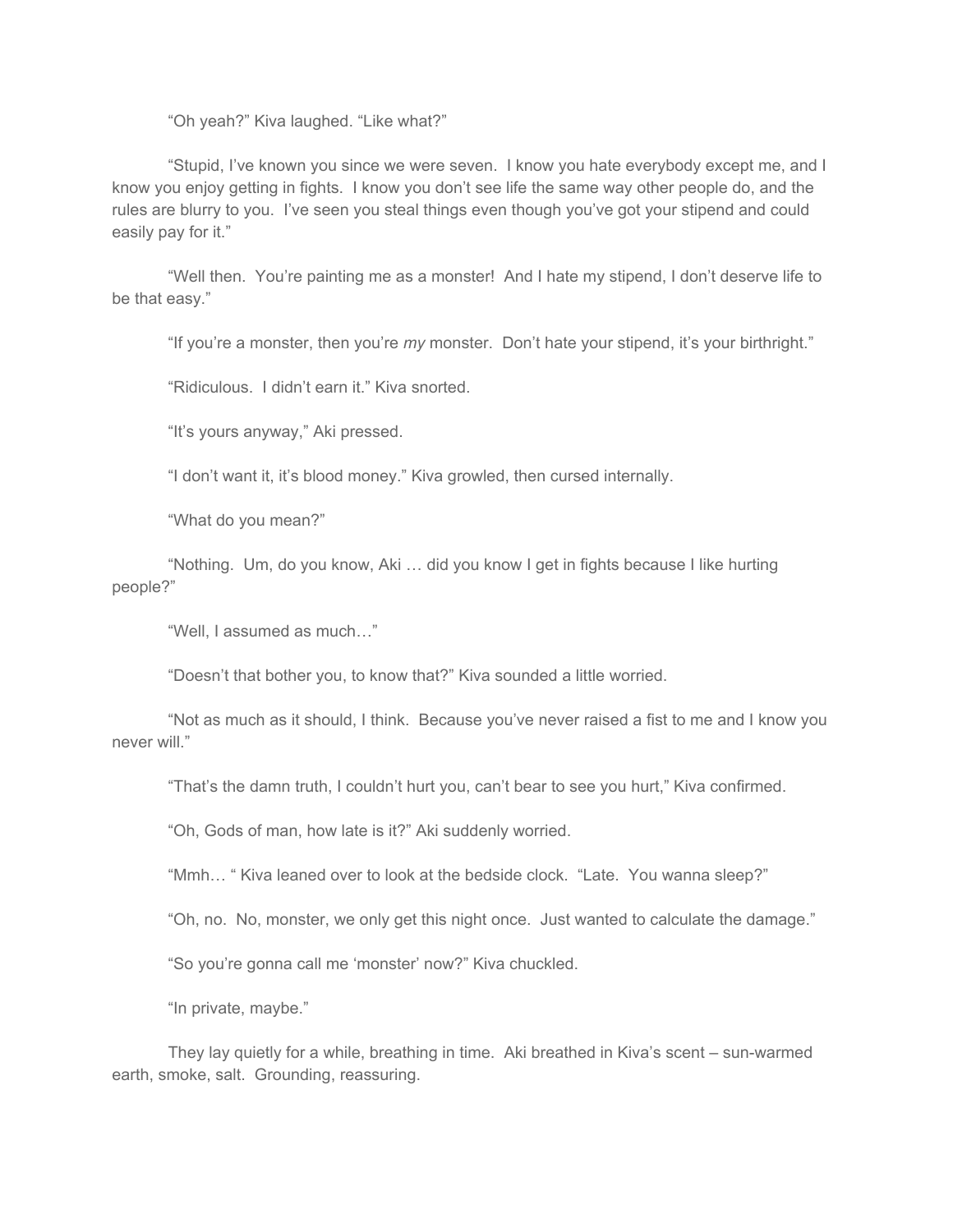"Oh yeah?" Kiva laughed. "Like what?"

"Stupid, I've known you since we were seven. I know you hate everybody except me, and I know you enjoy getting in fights. I know you don't see life the same way other people do, and the rules are blurry to you. I've seen you steal things even though you've got your stipend and could easily pay for it."

"Well then. You're painting me as a monster! And I hate my stipend, I don't deserve life to be that easy."

"If you're a monster, then you're *my* monster. Don't hate your stipend, it's your birthright."

"Ridiculous. I didn't earn it." Kiva snorted.

"It's yours anyway," Aki pressed.

"I don't want it, it's blood money." Kiva growled, then cursed internally.

"What do you mean?"

"Nothing. Um, do you know, Aki … did you know I get in fights because I like hurting people?"

"Well, I assumed as much…"

"Doesn't that bother you, to know that?" Kiva sounded a little worried.

"Not as much as it should, I think. Because you've never raised a fist to me and I know you never will."

"That's the damn truth, I couldn't hurt you, can't bear to see you hurt," Kiva confirmed.

"Oh, Gods of man, how late is it?" Aki suddenly worried.

"Mmh… " Kiva leaned over to look at the bedside clock. "Late. You wanna sleep?"

"Oh, no. No, monster, we only get this night once. Just wanted to calculate the damage."

"So you're gonna call me 'monster' now?" Kiva chuckled.

"In private, maybe."

They lay quietly for a while, breathing in time. Aki breathed in Kiva's scent – sun-warmed earth, smoke, salt. Grounding, reassuring.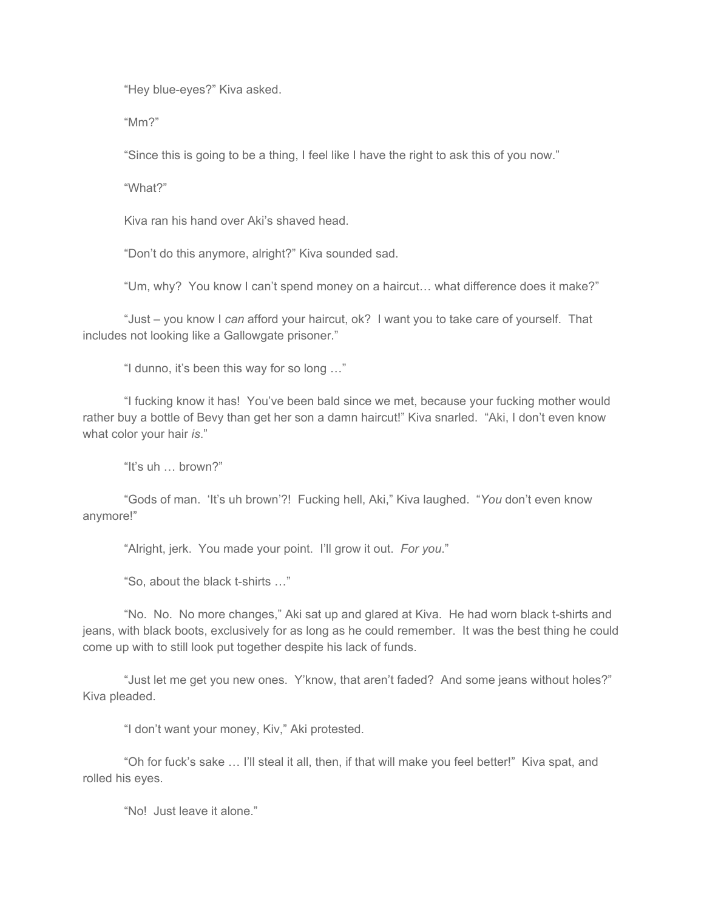"Hey blue-eyes?" Kiva asked.

"Mm?"

"Since this is going to be a thing, I feel like I have the right to ask this of you now."

"What?"

Kiva ran his hand over Aki's shaved head.

"Don't do this anymore, alright?" Kiva sounded sad.

"Um, why? You know I can't spend money on a haircut… what difference does it make?"

"Just – you know I *can* afford your haircut, ok? I want you to take care of yourself. That includes not looking like a Gallowgate prisoner."

"I dunno, it's been this way for so long …"

"I fucking know it has! You've been bald since we met, because your fucking mother would rather buy a bottle of Bevy than get her son a damn haircut!" Kiva snarled. "Aki, I don't even know what color your hair *is*."

"It's uh … brown?"

"Gods of man. 'It's uh brown'?! Fucking hell, Aki," Kiva laughed. "*You* don't even know anymore!"

"Alright, jerk. You made your point. I'll grow it out. *For you*."

"So, about the black t-shirts …"

"No. No. No more changes," Aki sat up and glared at Kiva. He had worn black t-shirts and jeans, with black boots, exclusively for as long as he could remember. It was the best thing he could come up with to still look put together despite his lack of funds.

"Just let me get you new ones. Y'know, that aren't faded? And some jeans without holes?" Kiva pleaded.

"I don't want your money, Kiv," Aki protested.

"Oh for fuck's sake … I'll steal it all, then, if that will make you feel better!" Kiva spat, and rolled his eyes.

"No! Just leave it alone."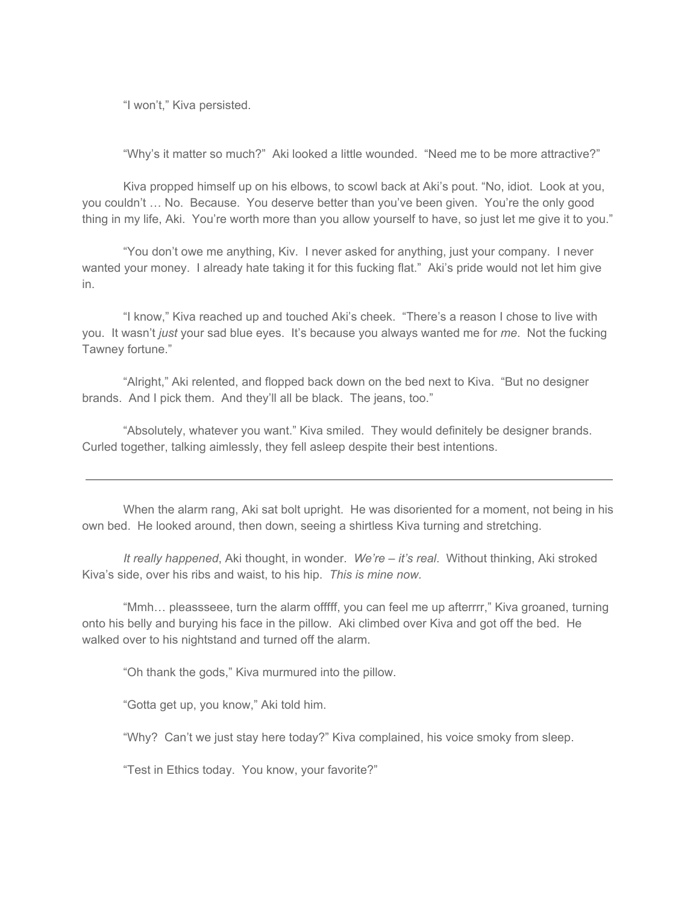"I won't," Kiva persisted.

"Why's it matter so much?" Aki looked a little wounded. "Need me to be more attractive?"

Kiva propped himself up on his elbows, to scowl back at Aki's pout. "No, idiot. Look at you, you couldn't … No. Because. You deserve better than you've been given. You're the only good thing in my life, Aki. You're worth more than you allow yourself to have, so just let me give it to you."

"You don't owe me anything, Kiv. I never asked for anything, just your company. I never wanted your money. I already hate taking it for this fucking flat." Aki's pride would not let him give in.

"I know," Kiva reached up and touched Aki's cheek. "There's a reason I chose to live with you. It wasn't *just* your sad blue eyes. It's because you always wanted me for *me*. Not the fucking Tawney fortune."

"Alright," Aki relented, and flopped back down on the bed next to Kiva. "But no designer brands. And I pick them. And they'll all be black. The jeans, too."

"Absolutely, whatever you want." Kiva smiled. They would definitely be designer brands. Curled together, talking aimlessly, they fell asleep despite their best intentions.

---

When the alarm rang, Aki sat bolt upright. He was disoriented for a moment, not being in his own bed. He looked around, then down, seeing a shirtless Kiva turning and stretching.

*It really happened*, Aki thought, in wonder. *We're – it's real*. Without thinking, Aki stroked Kiva's side, over his ribs and waist, to his hip. *This is mine now.*

"Mmh… pleassseee, turn the alarm offfff, you can feel me up afterrrr," Kiva groaned, turning onto his belly and burying his face in the pillow. Aki climbed over Kiva and got off the bed. He walked over to his nightstand and turned off the alarm.

"Oh thank the gods," Kiva murmured into the pillow.

"Gotta get up, you know," Aki told him.

"Why? Can't we just stay here today?" Kiva complained, his voice smoky from sleep.

"Test in Ethics today. You know, your favorite?"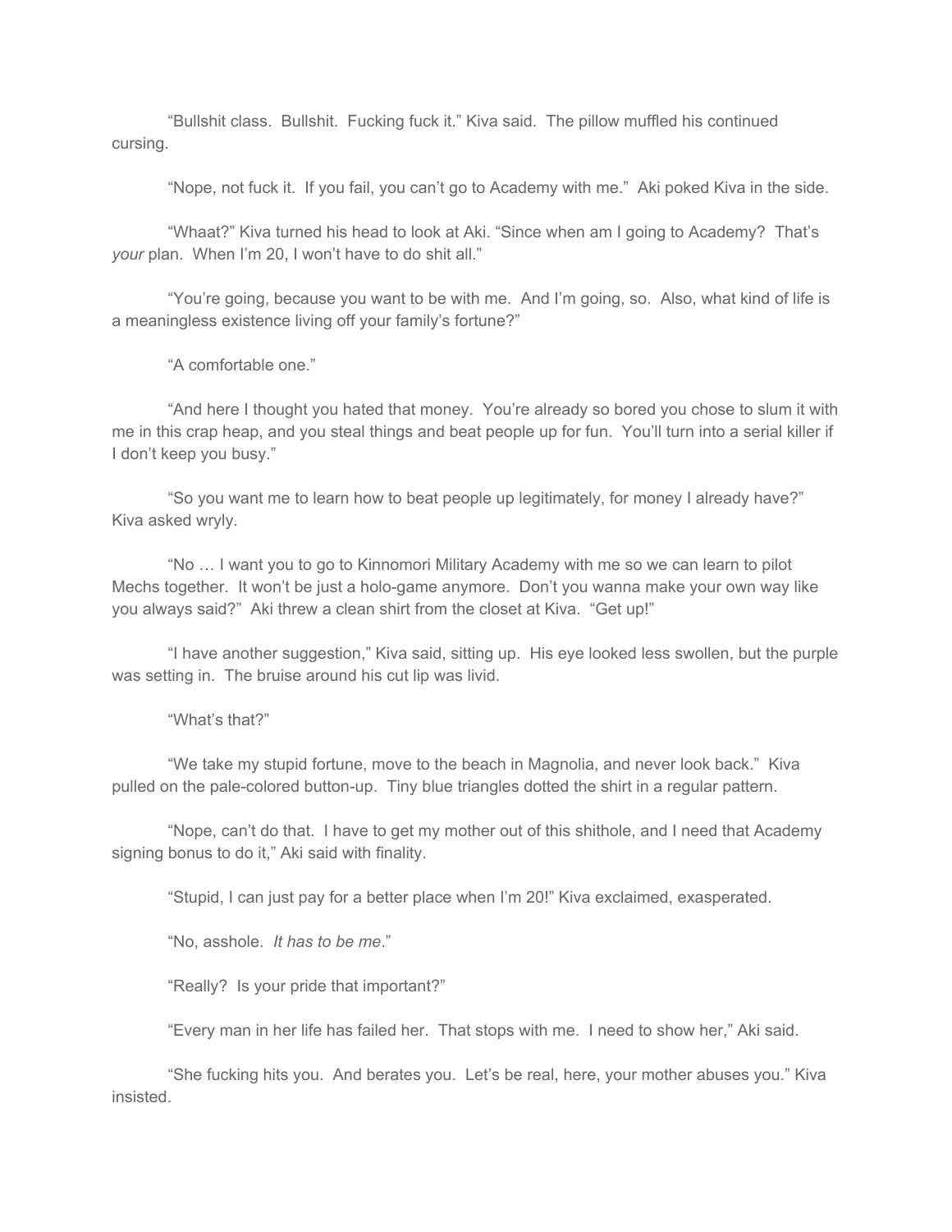"Bullshit class. Bullshit. Fucking fuck it." Kiva said. The pillow muffled his continued cursing.

"Nope, not fuck it. If you fail, you can't go to Academy with me." Aki poked Kiva in the side.

"Whaat?" Kiva turned his head to look at Aki. "Since when am I going to Academy? That's *your* plan. When I'm 20, I won't have to do shit all."

"You're going, because you want to be with me. And I'm going, so. Also, what kind of life is a meaningless existence living off your family's fortune?"

"A comfortable one."

"And here I thought you hated that money. You're already so bored you chose to slum it with me in this crap heap, and you steal things and beat people up for fun. You'll turn into a serial killer if I don't keep you busy."

"So you want me to learn how to beat people up legitimately, for money I already have?" Kiva asked wryly.

"No … I want you to go to Kinnomori Military Academy with me so we can learn to pilot Mechs together. It won't be just a holo-game anymore. Don't you wanna make your own way like you always said?" Aki threw a clean shirt from the closet at Kiva. "Get up!"

"I have another suggestion," Kiva said, sitting up. His eye looked less swollen, but the purple was setting in. The bruise around his cut lip was livid.

"What's that?"

"We take my stupid fortune, move to the beach in Magnolia, and never look back." Kiva pulled on the pale-colored button-up. Tiny blue triangles dotted the shirt in a regular pattern.

"Nope, can't do that. I have to get my mother out of this shithole, and I need that Academy signing bonus to do it," Aki said with finality.

"Stupid, I can just pay for a better place when I'm 20!" Kiva exclaimed, exasperated.

"No, asshole. *It has to be me*."

"Really? Is your pride that important?"

"Every man in her life has failed her. That stops with me. I need to show her," Aki said.

"She fucking hits you. And berates you. Let's be real, here, your mother abuses you." Kiva insisted.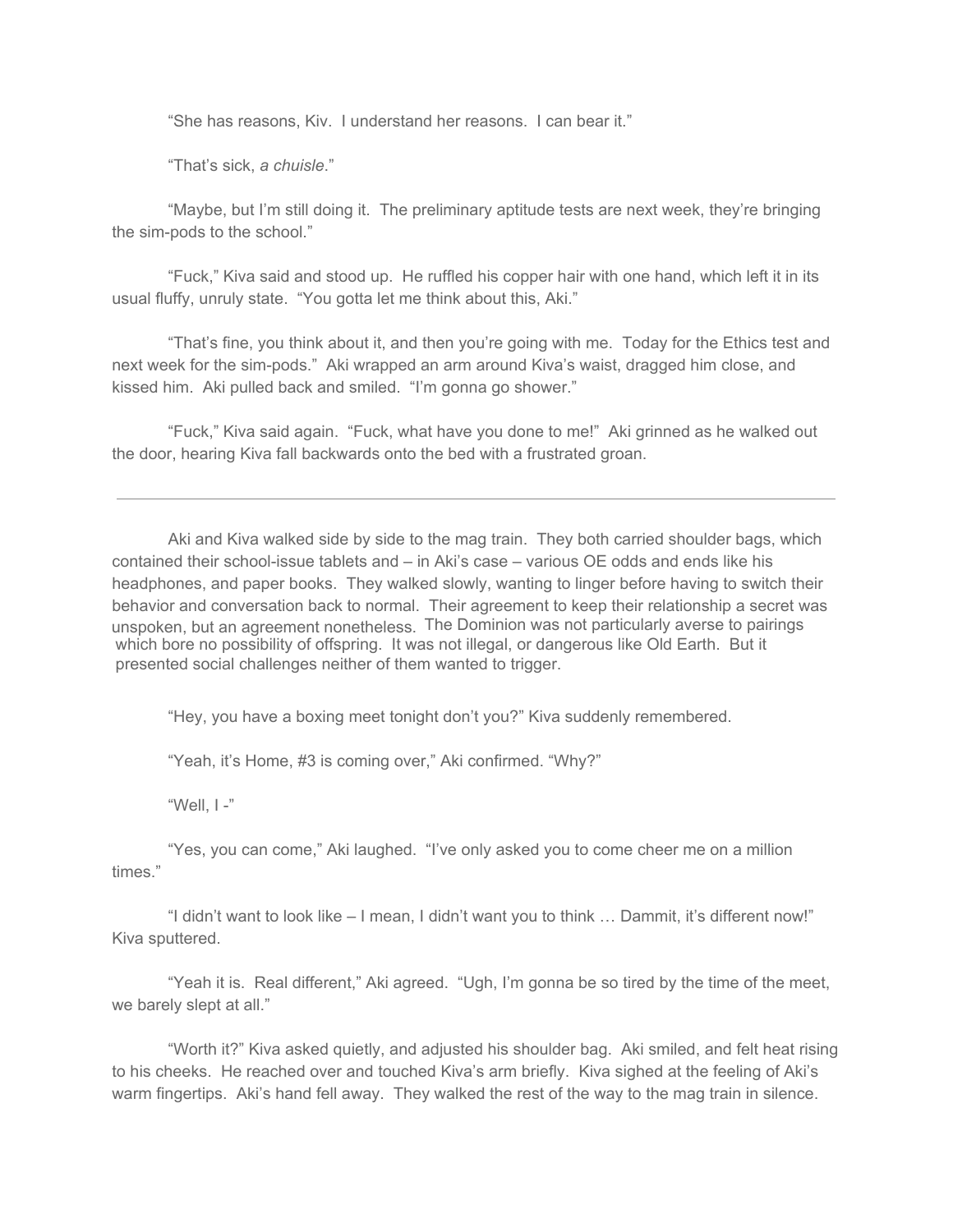"She has reasons, Kiv. I understand her reasons. I can bear it."

"That's sick, *a chuisle*."

"Maybe, but I'm still doing it. The preliminary aptitude tests are next week, they're bringing the sim-pods to the school."

"Fuck," Kiva said and stood up. He ruffled his copper hair with one hand, which left it in its usual fluffy, unruly state. "You gotta let me think about this, Aki."

"That's fine, you think about it, and then you're going with me. Today for the Ethics test and next week for the sim-pods." Aki wrapped an arm around Kiva's waist, dragged him close, and kissed him. Aki pulled back and smiled. "I'm gonna go shower."

"Fuck," Kiva said again. "Fuck, what have you done to me!" Aki grinned as he walked out the door, hearing Kiva fall backwards onto the bed with a frustrated groan.

---

Aki and Kiva walked side by side to the mag train. They both carried shoulder bags, which contained their school-issue tablets and – in Aki's case – various OE odds and ends like his headphones, and paper books. They walked slowly, wanting to linger before having to switch their behavior and conversation back to normal. Their agreement to keep their relationship a secret was unspoken, but an agreement nonetheless. The Dominion was not particularly averse to pairings which bore no possibility of offspring. It was not illegal, or dangerous like Old Earth. But it presented social challenges neither of them wanted to trigger.

"Hey, you have a boxing meet tonight don't you?" Kiva suddenly remembered.

"Yeah, it's Home, #3 is coming over," Aki confirmed. "Why?"

"Well, I -"

"Yes, you can come," Aki laughed. "I've only asked you to come cheer me on a million times."

"I didn't want to look like – I mean, I didn't want you to think … Dammit, it's different now!" Kiva sputtered.

"Yeah it is. Real different," Aki agreed. "Ugh, I'm gonna be so tired by the time of the meet, we barely slept at all."

"Worth it?" Kiva asked quietly, and adjusted his shoulder bag. Aki smiled, and felt heat rising to his cheeks. He reached over and touched Kiva's arm briefly. Kiva sighed at the feeling of Aki's warm fingertips. Aki's hand fell away. They walked the rest of the way to the mag train in silence.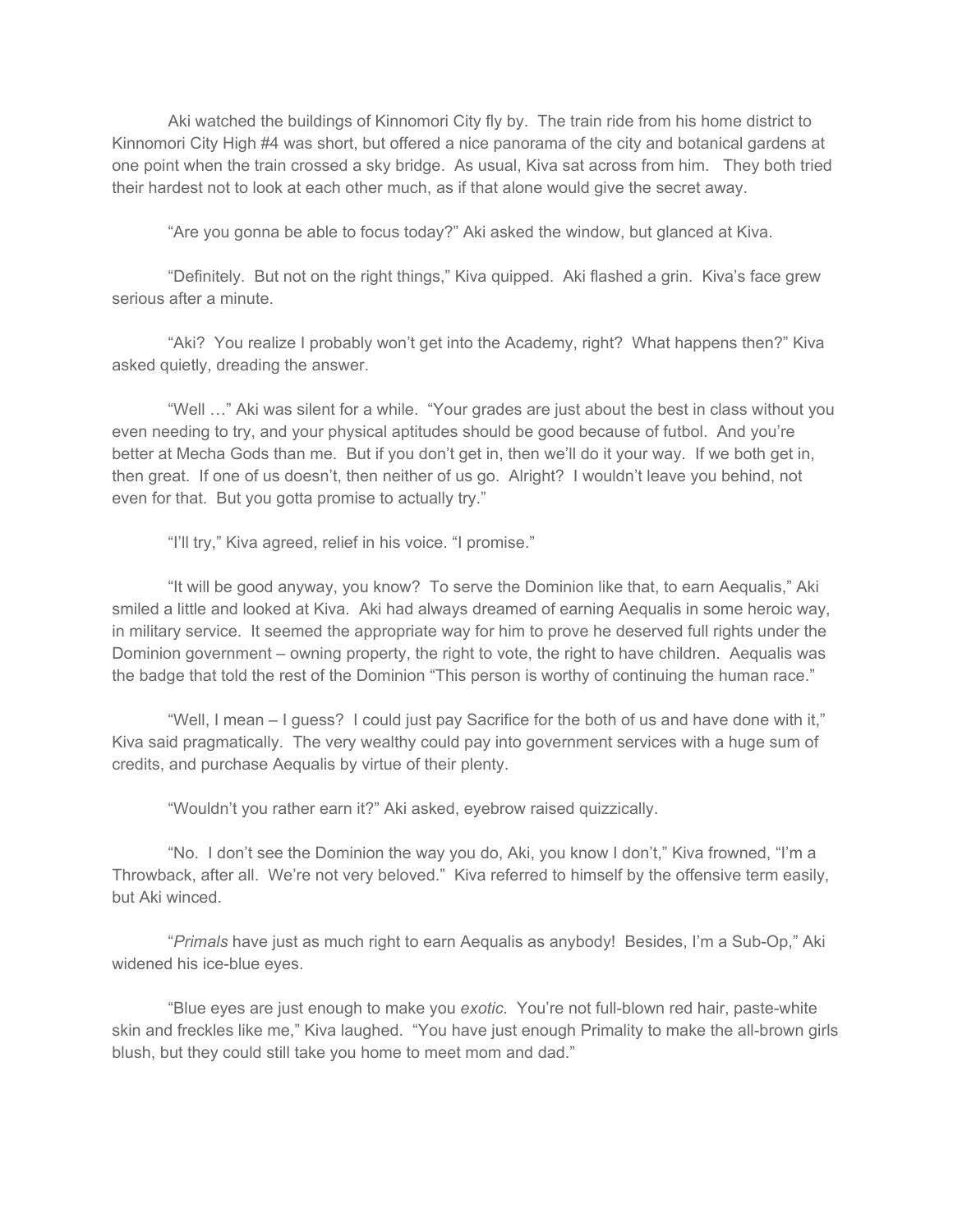Aki watched the buildings of Kinnomori City fly by. The train ride from his home district to Kinnomori City High #4 was short, but offered a nice panorama of the city and botanical gardens at one point when the train crossed a sky bridge. As usual, Kiva sat across from him. They both tried their hardest not to look at each other much, as if that alone would give the secret away.

"Are you gonna be able to focus today?" Aki asked the window, but glanced at Kiva.

"Definitely. But not on the right things," Kiva quipped. Aki flashed a grin. Kiva's face grew serious after a minute.

"Aki? You realize I probably won't get into the Academy, right? What happens then?" Kiva asked quietly, dreading the answer.

"Well …" Aki was silent for a while. "Your grades are just about the best in class without you even needing to try, and your physical aptitudes should be good because of futbol. And you're better at Mecha Gods than me. But if you don't get in, then we'll do it your way. If we both get in, then great. If one of us doesn't, then neither of us go. Alright? I wouldn't leave you behind, not even for that. But you gotta promise to actually try."

"I'll try," Kiva agreed, relief in his voice. "I promise."

"It will be good anyway, you know? To serve the Dominion like that, to earn Aequalis," Aki smiled a little and looked at Kiva. Aki had always dreamed of earning Aequalis in some heroic way, in military service. It seemed the appropriate way for him to prove he deserved full rights under the Dominion government – owning property, the right to vote, the right to have children. Aequalis was the badge that told the rest of the Dominion "This person is worthy of continuing the human race."

"Well, I mean – I guess? I could just pay Sacrifice for the both of us and have done with it," Kiva said pragmatically. The very wealthy could pay into government services with a huge sum of credits, and purchase Aequalis by virtue of their plenty.

"Wouldn't you rather earn it?" Aki asked, eyebrow raised quizzically.

"No. I don't see the Dominion the way you do, Aki, you know I don't," Kiva frowned, "I'm a Throwback, after all. We're not very beloved." Kiva referred to himself by the offensive term easily, but Aki winced.

"*Primals* have just as much right to earn Aequalis as anybody! Besides, I'm a Sub-Op," Aki widened his ice-blue eyes.

"Blue eyes are just enough to make you *exotic*. You're not full-blown red hair, paste-white skin and freckles like me," Kiva laughed. "You have just enough Primality to make the all-brown girls blush, but they could still take you home to meet mom and dad."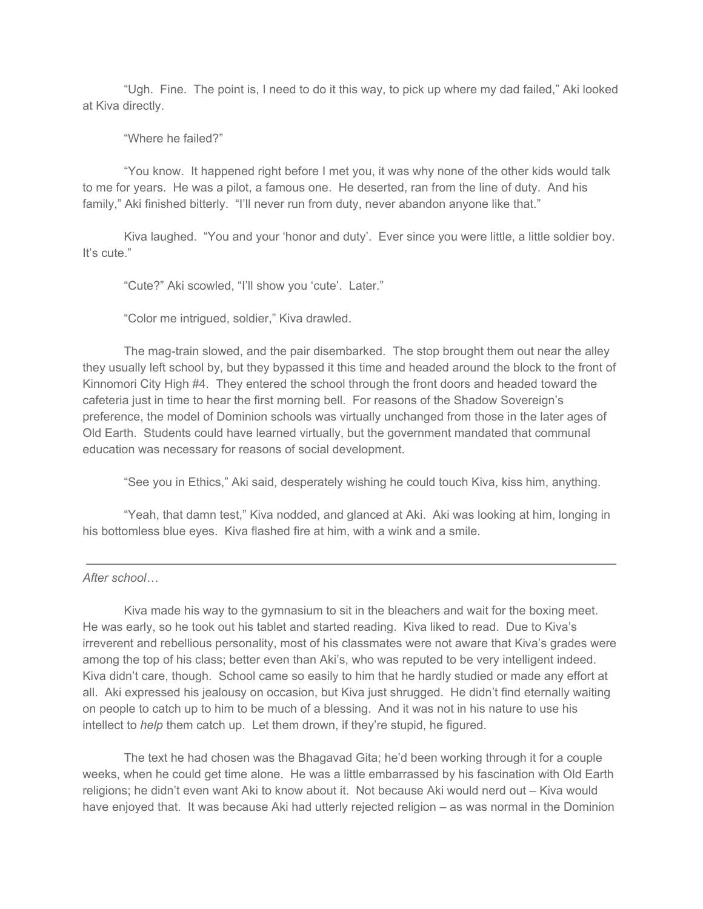"Ugh. Fine. The point is, I need to do it this way, to pick up where my dad failed," Aki looked at Kiva directly.

"Where he failed?"

"You know. It happened right before I met you, it was why none of the other kids would talk to me for years. He was a pilot, a famous one. He deserted, ran from the line of duty. And his family," Aki finished bitterly. "I'll never run from duty, never abandon anyone like that."

Kiva laughed. "You and your 'honor and duty'. Ever since you were little, a little soldier boy. It's cute."

"Cute?" Aki scowled, "I'll show you 'cute'. Later."

"Color me intrigued, soldier," Kiva drawled.

The mag-train slowed, and the pair disembarked. The stop brought them out near the alley they usually left school by, but they bypassed it this time and headed around the block to the front of Kinnomori City High #4. They entered the school through the front doors and headed toward the cafeteria just in time to hear the first morning bell. For reasons of the Shadow Sovereign's preference, the model of Dominion schools was virtually unchanged from those in the later ages of Old Earth. Students could have learned virtually, but the government mandated that communal education was necessary for reasons of social development.

"See you in Ethics," Aki said, desperately wishing he could touch Kiva, kiss him, anything.

"Yeah, that damn test," Kiva nodded, and glanced at Aki. Aki was looking at him, longing in his bottomless blue eyes. Kiva flashed fire at him, with a wink and a smile.

---

*After school…*

Kiva made his way to the gymnasium to sit in the bleachers and wait for the boxing meet. He was early, so he took out his tablet and started reading. Kiva liked to read. Due to Kiva's irreverent and rebellious personality, most of his classmates were not aware that Kiva's grades were among the top of his class; better even than Aki's, who was reputed to be very intelligent indeed. Kiva didn't care, though. School came so easily to him that he hardly studied or made any effort at all. Aki expressed his jealousy on occasion, but Kiva just shrugged. He didn't find eternally waiting on people to catch up to him to be much of a blessing. And it was not in his nature to use his intellect to *help* them catch up. Let them drown, if they're stupid, he figured.

The text he had chosen was the Bhagavad Gita; he'd been working through it for a couple weeks, when he could get time alone. He was a little embarrassed by his fascination with Old Earth religions; he didn't even want Aki to know about it. Not because Aki would nerd out – Kiva would have enjoyed that. It was because Aki had utterly rejected religion – as was normal in the Dominion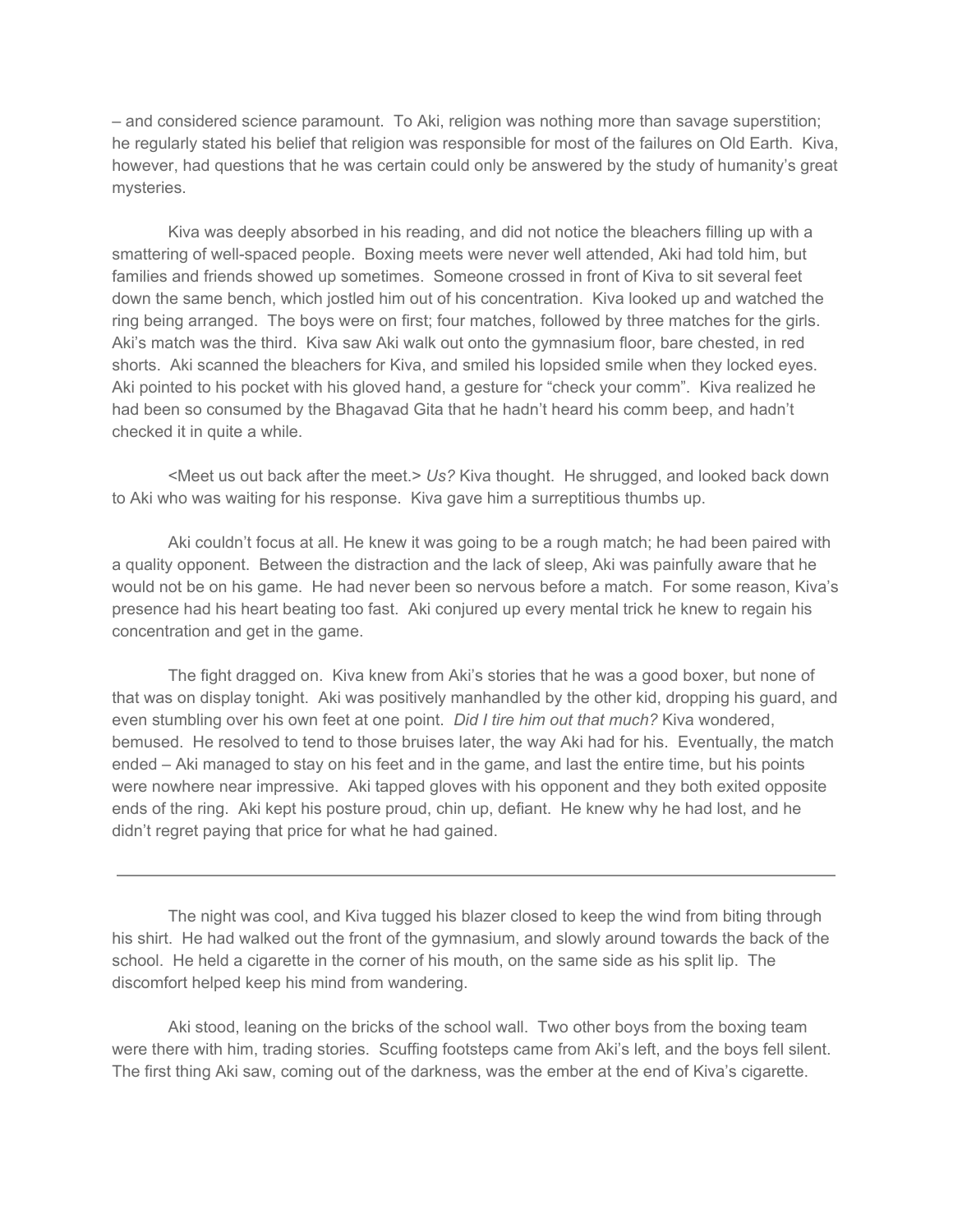– and considered science paramount. To Aki, religion was nothing more than savage superstition; he regularly stated his belief that religion was responsible for most of the failures on Old Earth. Kiva, however, had questions that he was certain could only be answered by the study of humanity's great mysteries.

Kiva was deeply absorbed in his reading, and did not notice the bleachers filling up with a smattering of well-spaced people. Boxing meets were never well attended, Aki had told him, but families and friends showed up sometimes. Someone crossed in front of Kiva to sit several feet down the same bench, which jostled him out of his concentration. Kiva looked up and watched the ring being arranged. The boys were on first; four matches, followed by three matches for the girls. Aki's match was the third. Kiva saw Aki walk out onto the gymnasium floor, bare chested, in red shorts. Aki scanned the bleachers for Kiva, and smiled his lopsided smile when they locked eyes. Aki pointed to his pocket with his gloved hand, a gesture for "check your comm". Kiva realized he had been so consumed by the Bhagavad Gita that he hadn't heard his comm beep, and hadn't checked it in quite a while.

<Meet us out back after the meet.> *Us?* Kiva thought. He shrugged, and looked back down to Aki who was waiting for his response. Kiva gave him a surreptitious thumbs up.

Aki couldn't focus at all. He knew it was going to be a rough match; he had been paired with a quality opponent. Between the distraction and the lack of sleep, Aki was painfully aware that he would not be on his game. He had never been so nervous before a match. For some reason, Kiva's presence had his heart beating too fast. Aki conjured up every mental trick he knew to regain his concentration and get in the game.

The fight dragged on. Kiva knew from Aki's stories that he was a good boxer, but none of that was on display tonight. Aki was positively manhandled by the other kid, dropping his guard, and even stumbling over his own feet at one point. *Did I tire him out that much?* Kiva wondered, bemused. He resolved to tend to those bruises later, the way Aki had for his. Eventually, the match ended – Aki managed to stay on his feet and in the game, and last the entire time, but his points were nowhere near impressive. Aki tapped gloves with his opponent and they both exited opposite ends of the ring. Aki kept his posture proud, chin up, defiant. He knew why he had lost, and he didn't regret paying that price for what he had gained.

---

The night was cool, and Kiva tugged his blazer closed to keep the wind from biting through his shirt. He had walked out the front of the gymnasium, and slowly around towards the back of the school. He held a cigarette in the corner of his mouth, on the same side as his split lip. The discomfort helped keep his mind from wandering.

Aki stood, leaning on the bricks of the school wall. Two other boys from the boxing team were there with him, trading stories. Scuffing footsteps came from Aki's left, and the boys fell silent. The first thing Aki saw, coming out of the darkness, was the ember at the end of Kiva's cigarette.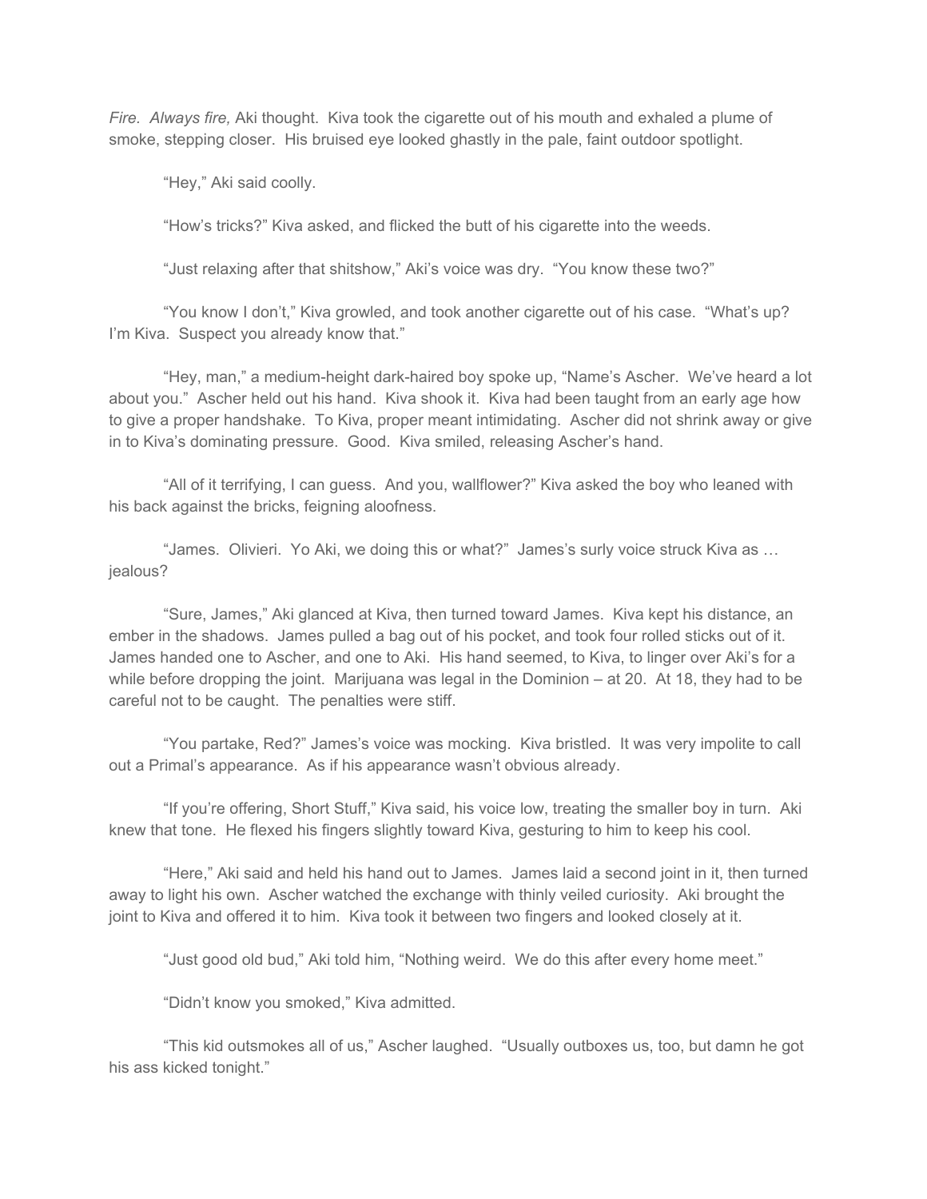*Fire. Always fire,* Aki thought. Kiva took the cigarette out of his mouth and exhaled a plume of smoke, stepping closer. His bruised eye looked ghastly in the pale, faint outdoor spotlight.

"Hey," Aki said coolly.

"How's tricks?" Kiva asked, and flicked the butt of his cigarette into the weeds.

"Just relaxing after that shitshow," Aki's voice was dry. "You know these two?"

"You know I don't," Kiva growled, and took another cigarette out of his case. "What's up? I'm Kiva. Suspect you already know that."

"Hey, man," a medium-height dark-haired boy spoke up, "Name's Ascher. We've heard a lot about you." Ascher held out his hand. Kiva shook it. Kiva had been taught from an early age how to give a proper handshake. To Kiva, proper meant intimidating. Ascher did not shrink away or give in to Kiva's dominating pressure. Good. Kiva smiled, releasing Ascher's hand.

"All of it terrifying, I can guess. And you, wallflower?" Kiva asked the boy who leaned with his back against the bricks, feigning aloofness.

"James. Olivieri. Yo Aki, we doing this or what?" James's surly voice struck Kiva as … jealous?

"Sure, James," Aki glanced at Kiva, then turned toward James. Kiva kept his distance, an ember in the shadows. James pulled a bag out of his pocket, and took four rolled sticks out of it. James handed one to Ascher, and one to Aki. His hand seemed, to Kiva, to linger over Aki's for a while before dropping the joint. Marijuana was legal in the Dominion – at 20. At 18, they had to be careful not to be caught. The penalties were stiff.

"You partake, Red?" James's voice was mocking. Kiva bristled. It was very impolite to call out a Primal's appearance. As if his appearance wasn't obvious already.

"If you're offering, Short Stuff," Kiva said, his voice low, treating the smaller boy in turn. Aki knew that tone. He flexed his fingers slightly toward Kiva, gesturing to him to keep his cool.

"Here," Aki said and held his hand out to James. James laid a second joint in it, then turned away to light his own. Ascher watched the exchange with thinly veiled curiosity. Aki brought the joint to Kiva and offered it to him. Kiva took it between two fingers and looked closely at it.

"Just good old bud," Aki told him, "Nothing weird. We do this after every home meet."

"Didn't know you smoked," Kiva admitted.

"This kid outsmokes all of us," Ascher laughed. "Usually outboxes us, too, but damn he got his ass kicked tonight."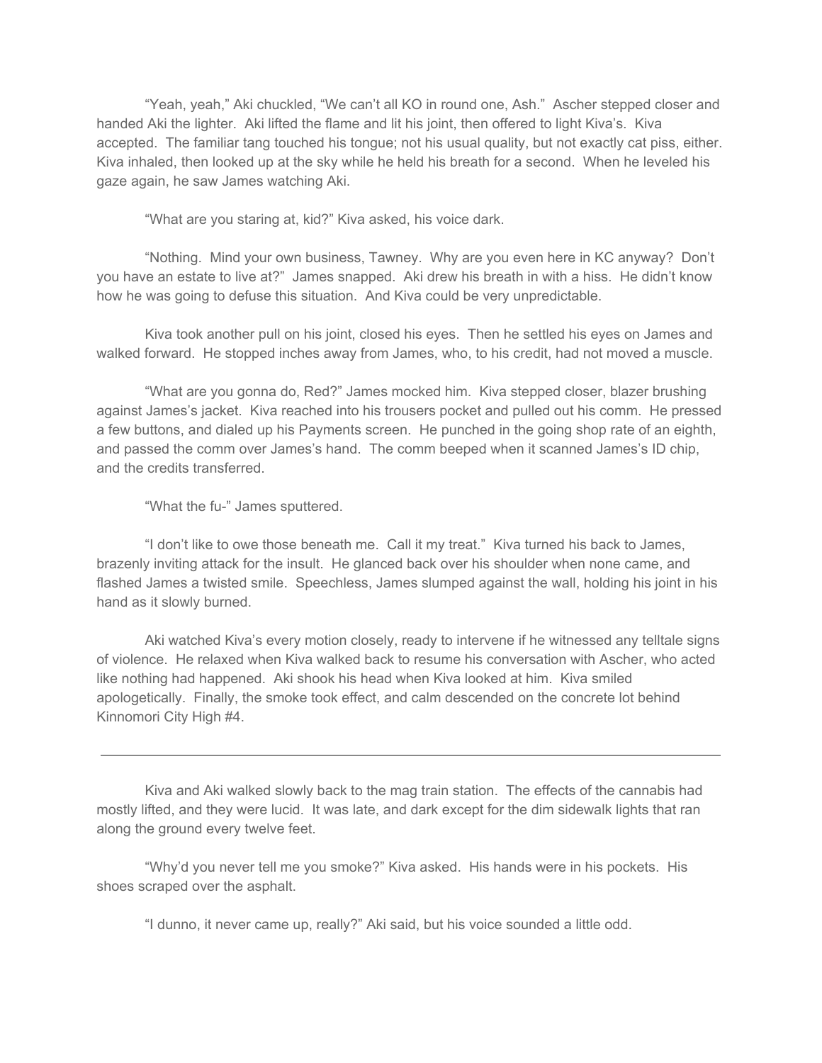"Yeah, yeah," Aki chuckled, "We can't all KO in round one, Ash." Ascher stepped closer and handed Aki the lighter. Aki lifted the flame and lit his joint, then offered to light Kiva's. Kiva accepted. The familiar tang touched his tongue; not his usual quality, but not exactly cat piss, either. Kiva inhaled, then looked up at the sky while he held his breath for a second. When he leveled his gaze again, he saw James watching Aki.

"What are you staring at, kid?" Kiva asked, his voice dark.

"Nothing. Mind your own business, Tawney. Why are you even here in KC anyway? Don't you have an estate to live at?" James snapped. Aki drew his breath in with a hiss. He didn't know how he was going to defuse this situation. And Kiva could be very unpredictable.

Kiva took another pull on his joint, closed his eyes. Then he settled his eyes on James and walked forward. He stopped inches away from James, who, to his credit, had not moved a muscle.

"What are you gonna do, Red?" James mocked him. Kiva stepped closer, blazer brushing against James's jacket. Kiva reached into his trousers pocket and pulled out his comm. He pressed a few buttons, and dialed up his Payments screen. He punched in the going shop rate of an eighth, and passed the comm over James's hand. The comm beeped when it scanned James's ID chip, and the credits transferred.

"What the fu-" James sputtered.

"I don't like to owe those beneath me. Call it my treat." Kiva turned his back to James, brazenly inviting attack for the insult. He glanced back over his shoulder when none came, and flashed James a twisted smile. Speechless, James slumped against the wall, holding his joint in his hand as it slowly burned.

Aki watched Kiva's every motion closely, ready to intervene if he witnessed any telltale signs of violence. He relaxed when Kiva walked back to resume his conversation with Ascher, who acted like nothing had happened. Aki shook his head when Kiva looked at him. Kiva smiled apologetically. Finally, the smoke took effect, and calm descended on the concrete lot behind Kinnomori City High #4.

---

Kiva and Aki walked slowly back to the mag train station. The effects of the cannabis had mostly lifted, and they were lucid. It was late, and dark except for the dim sidewalk lights that ran along the ground every twelve feet.

"Why'd you never tell me you smoke?" Kiva asked. His hands were in his pockets. His shoes scraped over the asphalt.

"I dunno, it never came up, really?" Aki said, but his voice sounded a little odd.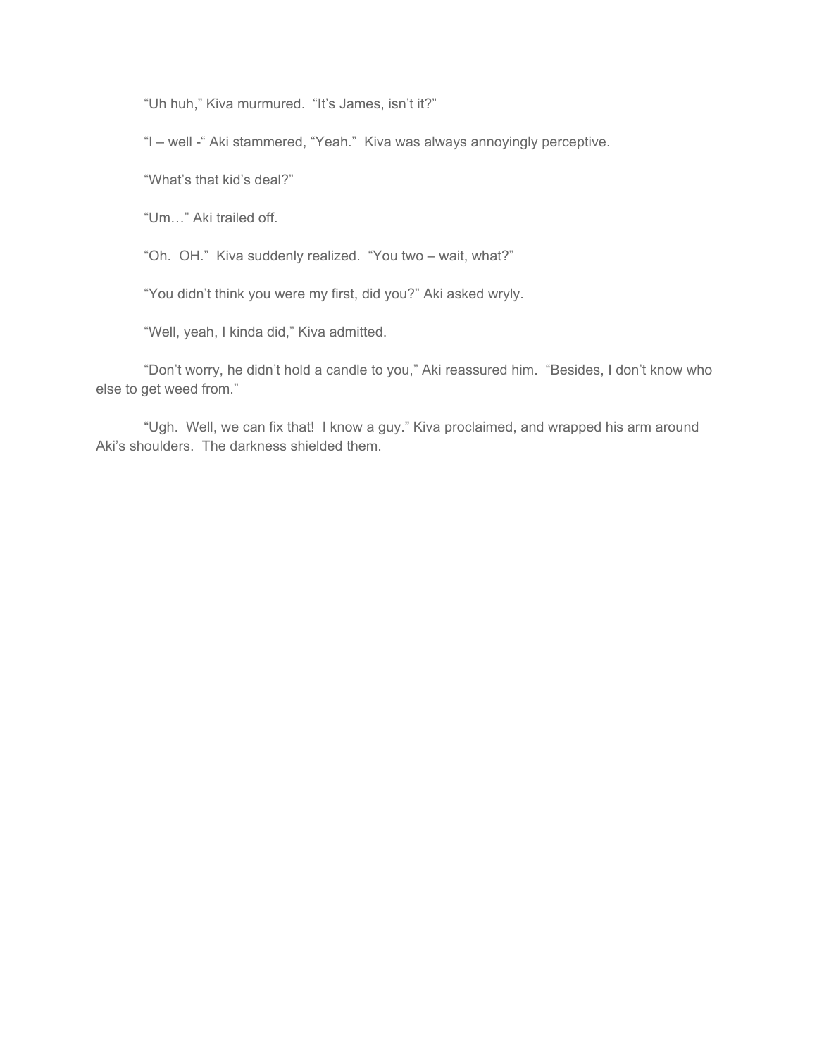"Uh huh," Kiva murmured. "It's James, isn't it?"

"I – well -" Aki stammered, "Yeah." Kiva was always annoyingly perceptive.

"What's that kid's deal?"

"Um…" Aki trailed off.

"Oh. OH." Kiva suddenly realized. "You two – wait, what?"

"You didn't think you were my first, did you?" Aki asked wryly.

"Well, yeah, I kinda did," Kiva admitted.

"Don't worry, he didn't hold a candle to you," Aki reassured him. "Besides, I don't know who else to get weed from."

"Ugh. Well, we can fix that! I know a guy." Kiva proclaimed, and wrapped his arm around Aki's shoulders. The darkness shielded them.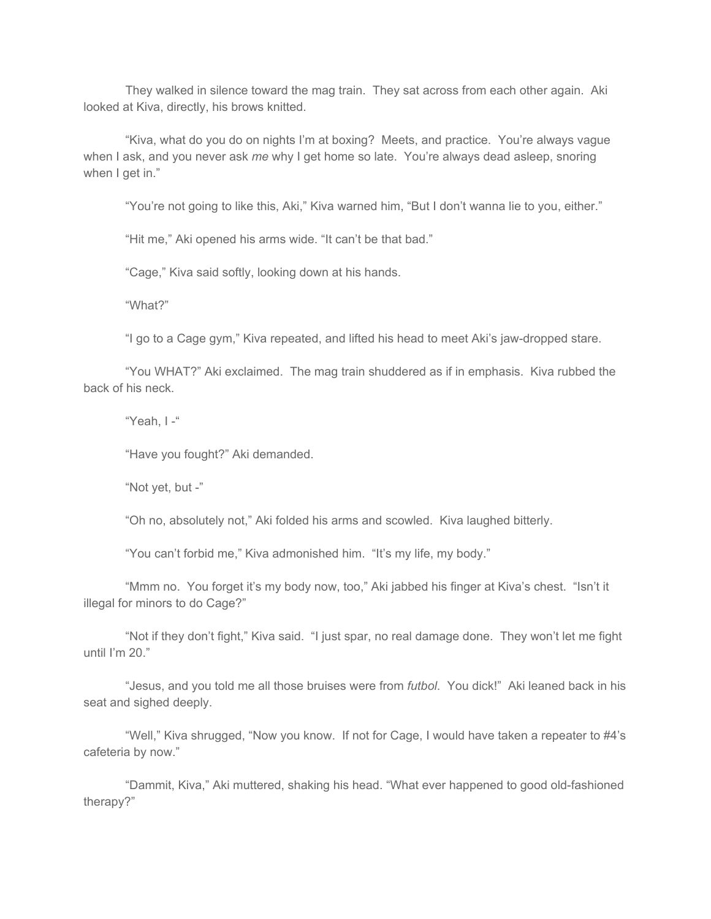They walked in silence toward the mag train. They sat across from each other again. Aki looked at Kiva, directly, his brows knitted.

"Kiva, what do you do on nights I'm at boxing? Meets, and practice. You're always vague when I ask, and you never ask *me* why I get home so late. You're always dead asleep, snoring when I get in."

"You're not going to like this, Aki," Kiva warned him, "But I don't wanna lie to you, either."

"Hit me," Aki opened his arms wide. "It can't be that bad."

"Cage," Kiva said softly, looking down at his hands.

"What?"

"I go to a Cage gym," Kiva repeated, and lifted his head to meet Aki's jaw-dropped stare.

"You WHAT?" Aki exclaimed. The mag train shuddered as if in emphasis. Kiva rubbed the back of his neck.

"Yeah, I -"

"Have you fought?" Aki demanded.

"Not yet, but -"

"Oh no, absolutely not," Aki folded his arms and scowled. Kiva laughed bitterly.

"You can't forbid me," Kiva admonished him. "It's my life, my body."

"Mmm no. You forget it's my body now, too," Aki jabbed his finger at Kiva's chest. "Isn't it illegal for minors to do Cage?"

"Not if they don't fight," Kiva said. "I just spar, no real damage done. They won't let me fight until I'm 20."

"Jesus, and you told me all those bruises were from *futbol*. You dick!" Aki leaned back in his seat and sighed deeply.

"Well," Kiva shrugged, "Now you know. If not for Cage, I would have taken a repeater to #4's cafeteria by now."

"Dammit, Kiva," Aki muttered, shaking his head. "What ever happened to good old-fashioned therapy?"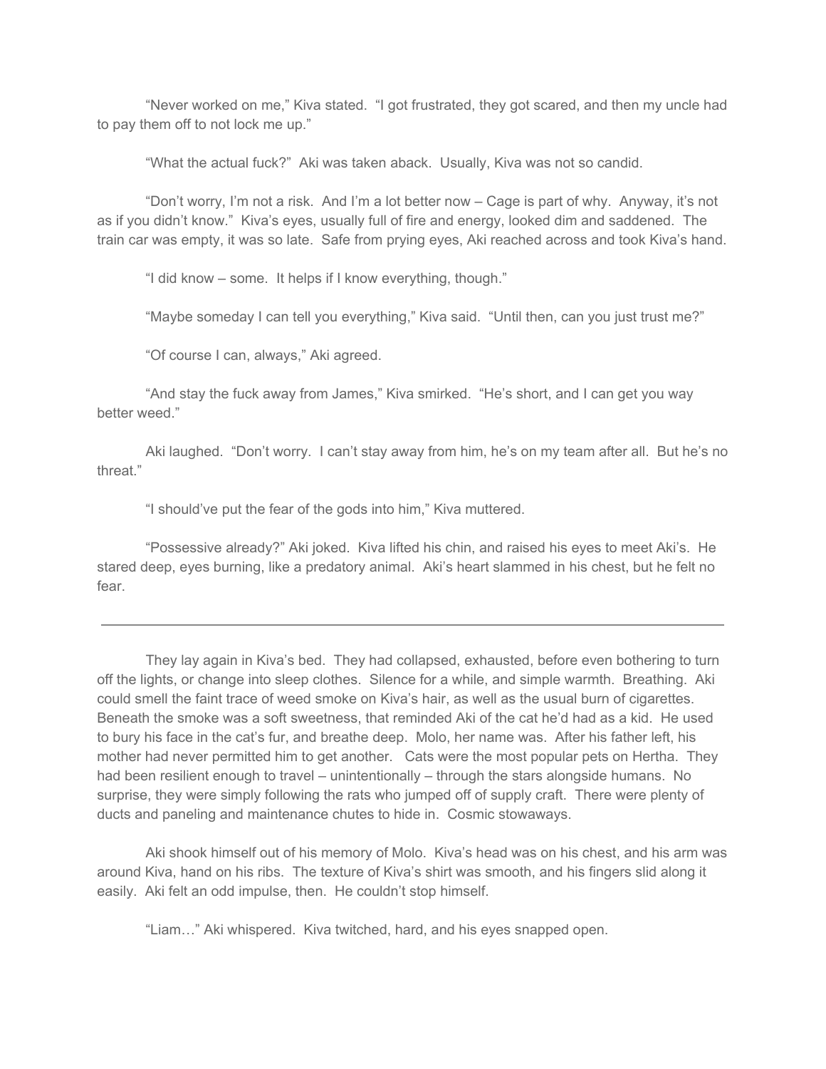"Never worked on me," Kiva stated. "I got frustrated, they got scared, and then my uncle had to pay them off to not lock me up."

"What the actual fuck?" Aki was taken aback. Usually, Kiva was not so candid.

"Don't worry, I'm not a risk. And I'm a lot better now – Cage is part of why. Anyway, it's not as if you didn't know." Kiva's eyes, usually full of fire and energy, looked dim and saddened. The train car was empty, it was so late. Safe from prying eyes, Aki reached across and took Kiva's hand.

"I did know – some. It helps if I know everything, though."

"Maybe someday I can tell you everything," Kiva said. "Until then, can you just trust me?"

"Of course I can, always," Aki agreed.

"And stay the fuck away from James," Kiva smirked. "He's short, and I can get you way better weed."

Aki laughed. "Don't worry. I can't stay away from him, he's on my team after all. But he's no threat."

"I should've put the fear of the gods into him," Kiva muttered.

"Possessive already?" Aki joked. Kiva lifted his chin, and raised his eyes to meet Aki's. He stared deep, eyes burning, like a predatory animal. Aki's heart slammed in his chest, but he felt no fear.

---

They lay again in Kiva's bed. They had collapsed, exhausted, before even bothering to turn off the lights, or change into sleep clothes. Silence for a while, and simple warmth. Breathing. Aki could smell the faint trace of weed smoke on Kiva's hair, as well as the usual burn of cigarettes. Beneath the smoke was a soft sweetness, that reminded Aki of the cat he'd had as a kid. He used to bury his face in the cat's fur, and breathe deep. Molo, her name was. After his father left, his mother had never permitted him to get another. Cats were the most popular pets on Hertha. They had been resilient enough to travel – unintentionally – through the stars alongside humans. No surprise, they were simply following the rats who jumped off of supply craft. There were plenty of ducts and paneling and maintenance chutes to hide in. Cosmic stowaways.

Aki shook himself out of his memory of Molo. Kiva's head was on his chest, and his arm was around Kiva, hand on his ribs. The texture of Kiva's shirt was smooth, and his fingers slid along it easily. Aki felt an odd impulse, then. He couldn't stop himself.

"Liam…" Aki whispered. Kiva twitched, hard, and his eyes snapped open.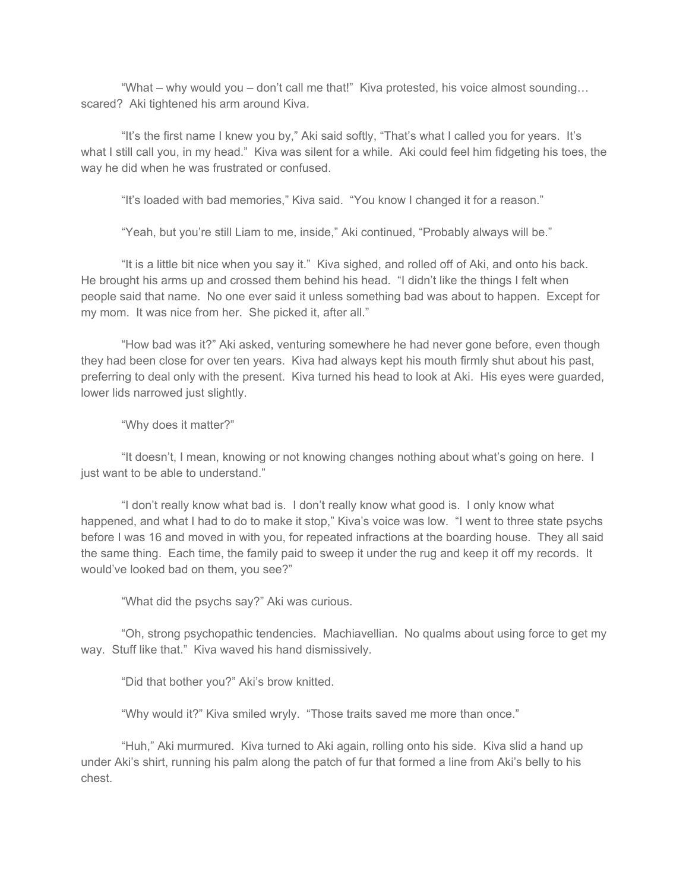"What – why would you – don't call me that!" Kiva protested, his voice almost sounding… scared? Aki tightened his arm around Kiva.

"It's the first name I knew you by," Aki said softly, "That's what I called you for years. It's what I still call you, in my head." Kiva was silent for a while. Aki could feel him fidgeting his toes, the way he did when he was frustrated or confused.

"It's loaded with bad memories," Kiva said. "You know I changed it for a reason."

"Yeah, but you're still Liam to me, inside," Aki continued, "Probably always will be."

"It is a little bit nice when you say it." Kiva sighed, and rolled off of Aki, and onto his back. He brought his arms up and crossed them behind his head. "I didn't like the things I felt when people said that name. No one ever said it unless something bad was about to happen. Except for my mom. It was nice from her. She picked it, after all."

"How bad was it?" Aki asked, venturing somewhere he had never gone before, even though they had been close for over ten years. Kiva had always kept his mouth firmly shut about his past, preferring to deal only with the present. Kiva turned his head to look at Aki. His eyes were guarded, lower lids narrowed just slightly.

"Why does it matter?"

"It doesn't, I mean, knowing or not knowing changes nothing about what's going on here. I just want to be able to understand."

"I don't really know what bad is. I don't really know what good is. I only know what happened, and what I had to do to make it stop," Kiva's voice was low. "I went to three state psychs before I was 16 and moved in with you, for repeated infractions at the boarding house. They all said the same thing. Each time, the family paid to sweep it under the rug and keep it off my records. It would've looked bad on them, you see?"

"What did the psychs say?" Aki was curious.

"Oh, strong psychopathic tendencies. Machiavellian. No qualms about using force to get my way. Stuff like that." Kiva waved his hand dismissively.

"Did that bother you?" Aki's brow knitted.

"Why would it?" Kiva smiled wryly. "Those traits saved me more than once."

"Huh," Aki murmured. Kiva turned to Aki again, rolling onto his side. Kiva slid a hand up under Aki's shirt, running his palm along the patch of fur that formed a line from Aki's belly to his chest.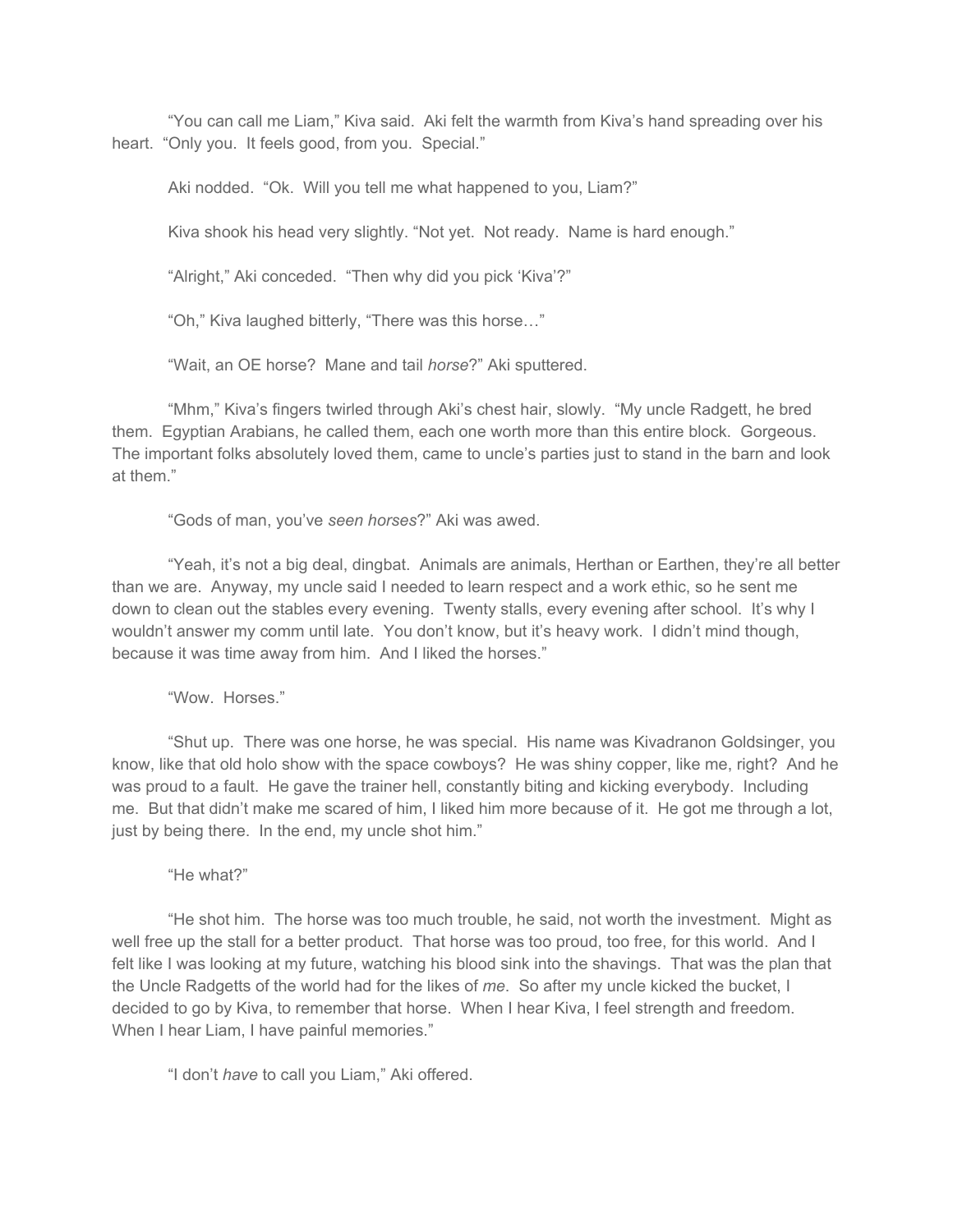"You can call me Liam," Kiva said. Aki felt the warmth from Kiva's hand spreading over his heart. "Only you. It feels good, from you. Special."

Aki nodded. "Ok. Will you tell me what happened to you, Liam?"

Kiva shook his head very slightly. "Not yet. Not ready. Name is hard enough."

"Alright," Aki conceded. "Then why did you pick 'Kiva'?"

"Oh," Kiva laughed bitterly, "There was this horse…"

"Wait, an OE horse? Mane and tail *horse*?" Aki sputtered.

"Mhm," Kiva's fingers twirled through Aki's chest hair, slowly. "My uncle Radgett, he bred them. Egyptian Arabians, he called them, each one worth more than this entire block. Gorgeous. The important folks absolutely loved them, came to uncle's parties just to stand in the barn and look at them."

"Gods of man, you've *seen horses*?" Aki was awed.

"Yeah, it's not a big deal, dingbat. Animals are animals, Herthan or Earthen, they're all better than we are. Anyway, my uncle said I needed to learn respect and a work ethic, so he sent me down to clean out the stables every evening. Twenty stalls, every evening after school. It's why I wouldn't answer my comm until late. You don't know, but it's heavy work. I didn't mind though, because it was time away from him. And I liked the horses."

"Wow. Horses."

"Shut up. There was one horse, he was special. His name was Kivadranon Goldsinger, you know, like that old holo show with the space cowboys? He was shiny copper, like me, right? And he was proud to a fault. He gave the trainer hell, constantly biting and kicking everybody. Including me. But that didn't make me scared of him, I liked him more because of it. He got me through a lot, just by being there. In the end, my uncle shot him."

"He what?"

"He shot him. The horse was too much trouble, he said, not worth the investment. Might as well free up the stall for a better product. That horse was too proud, too free, for this world. And I felt like I was looking at my future, watching his blood sink into the shavings. That was the plan that the Uncle Radgetts of the world had for the likes of *me*. So after my uncle kicked the bucket, I decided to go by Kiva, to remember that horse. When I hear Kiva, I feel strength and freedom. When I hear Liam, I have painful memories."

"I don't *have* to call you Liam," Aki offered.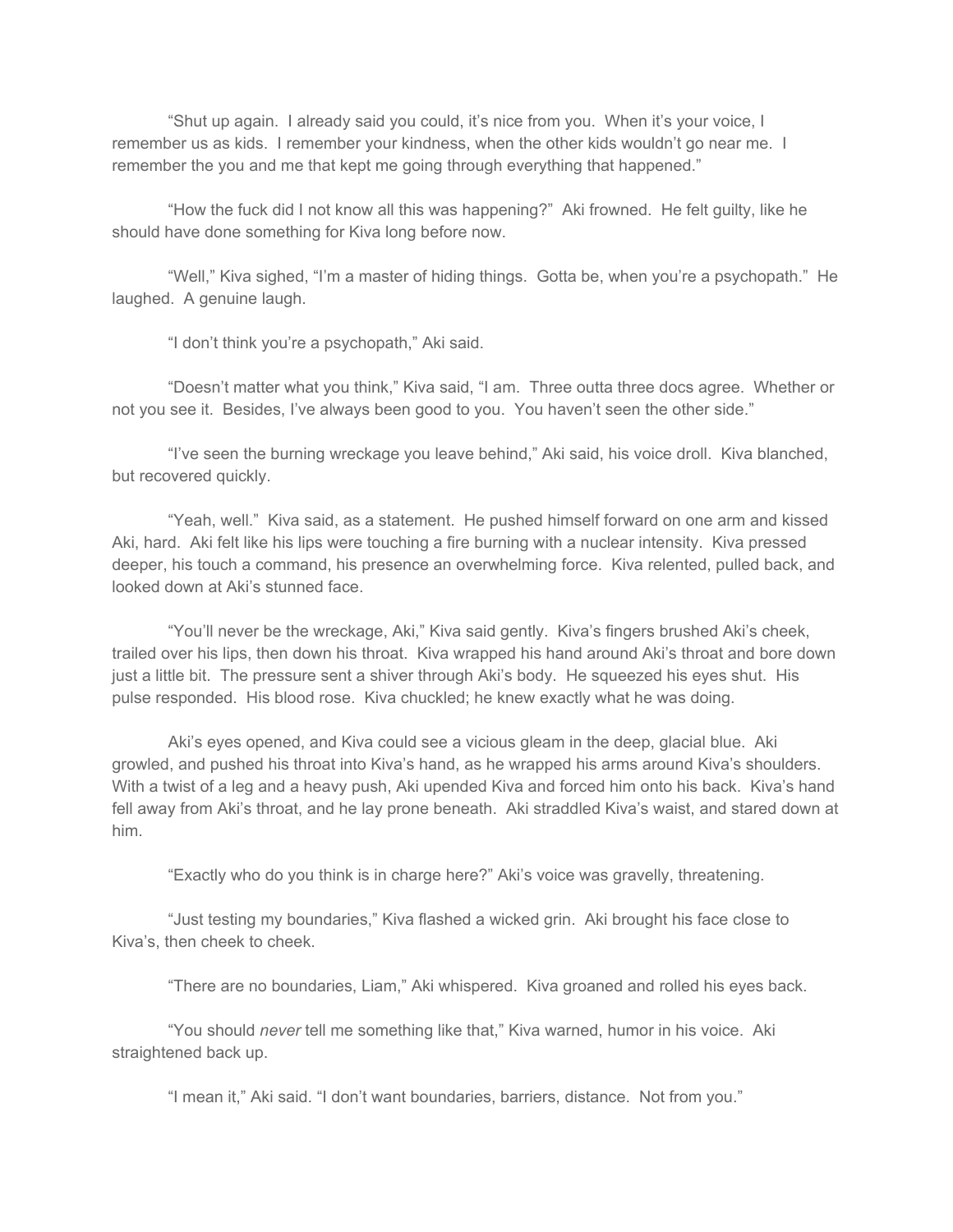"Shut up again. I already said you could, it's nice from you. When it's your voice, I remember us as kids. I remember your kindness, when the other kids wouldn't go near me. I remember the you and me that kept me going through everything that happened."

"How the fuck did I not know all this was happening?" Aki frowned. He felt guilty, like he should have done something for Kiva long before now.

"Well," Kiva sighed, "I'm a master of hiding things. Gotta be, when you're a psychopath." He laughed. A genuine laugh.

"I don't think you're a psychopath," Aki said.

"Doesn't matter what you think," Kiva said, "I am. Three outta three docs agree. Whether or not you see it. Besides, I've always been good to you. You haven't seen the other side."

"I've seen the burning wreckage you leave behind," Aki said, his voice droll. Kiva blanched, but recovered quickly.

"Yeah, well." Kiva said, as a statement. He pushed himself forward on one arm and kissed Aki, hard. Aki felt like his lips were touching a fire burning with a nuclear intensity. Kiva pressed deeper, his touch a command, his presence an overwhelming force. Kiva relented, pulled back, and looked down at Aki's stunned face.

"You'll never be the wreckage, Aki," Kiva said gently. Kiva's fingers brushed Aki's cheek, trailed over his lips, then down his throat. Kiva wrapped his hand around Aki's throat and bore down just a little bit. The pressure sent a shiver through Aki's body. He squeezed his eyes shut. His pulse responded. His blood rose. Kiva chuckled; he knew exactly what he was doing.

Aki's eyes opened, and Kiva could see a vicious gleam in the deep, glacial blue. Aki growled, and pushed his throat into Kiva's hand, as he wrapped his arms around Kiva's shoulders. With a twist of a leg and a heavy push, Aki upended Kiva and forced him onto his back. Kiva's hand fell away from Aki's throat, and he lay prone beneath. Aki straddled Kiva's waist, and stared down at him.

"Exactly who do you think is in charge here?" Aki's voice was gravelly, threatening.

"Just testing my boundaries," Kiva flashed a wicked grin. Aki brought his face close to Kiva's, then cheek to cheek.

"There are no boundaries, Liam," Aki whispered. Kiva groaned and rolled his eyes back.

"You should *never* tell me something like that," Kiva warned, humor in his voice. Aki straightened back up.

"I mean it," Aki said. "I don't want boundaries, barriers, distance. Not from you."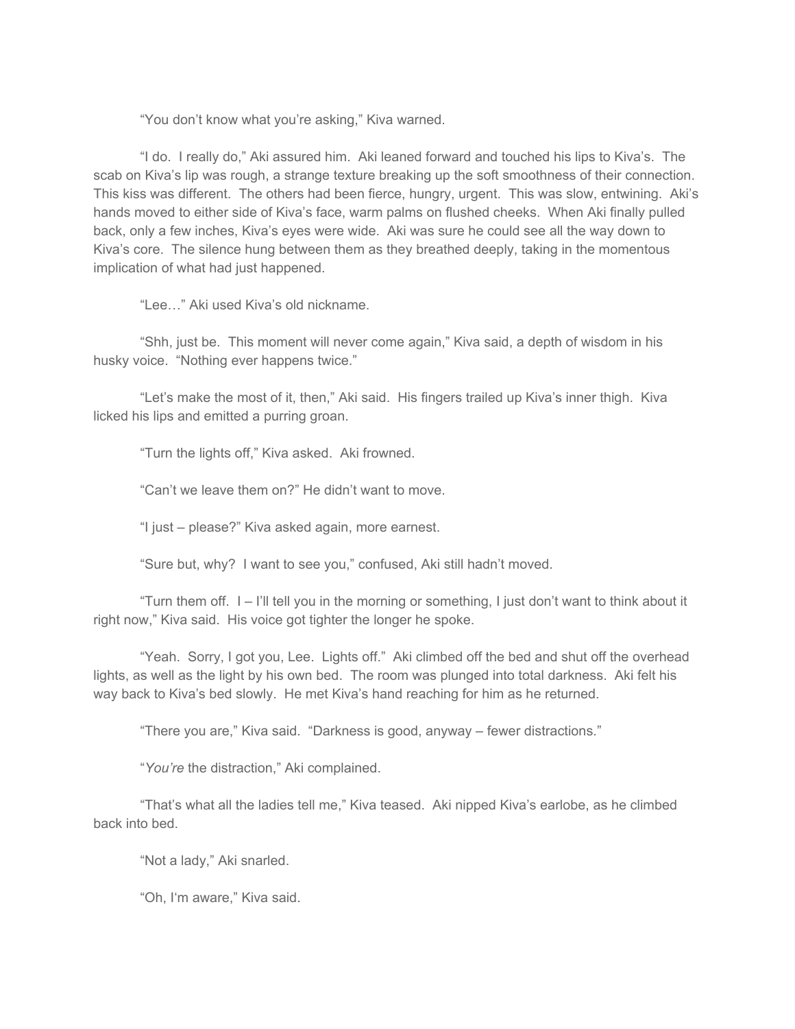"You don't know what you're asking," Kiva warned.

"I do. I really do," Aki assured him. Aki leaned forward and touched his lips to Kiva's. The scab on Kiva's lip was rough, a strange texture breaking up the soft smoothness of their connection. This kiss was different. The others had been fierce, hungry, urgent. This was slow, entwining. Aki's hands moved to either side of Kiva's face, warm palms on flushed cheeks. When Aki finally pulled back, only a few inches, Kiva's eyes were wide. Aki was sure he could see all the way down to Kiva's core. The silence hung between them as they breathed deeply, taking in the momentous implication of what had just happened.

"Lee…" Aki used Kiva's old nickname.

"Shh, just be. This moment will never come again," Kiva said, a depth of wisdom in his husky voice. "Nothing ever happens twice."

"Let's make the most of it, then," Aki said. His fingers trailed up Kiva's inner thigh. Kiva licked his lips and emitted a purring groan.

"Turn the lights off," Kiva asked. Aki frowned.

"Can't we leave them on?" He didn't want to move.

"I just – please?" Kiva asked again, more earnest.

"Sure but, why? I want to see you," confused, Aki still hadn't moved.

"Turn them off. I – I'll tell you in the morning or something, I just don't want to think about it right now," Kiva said. His voice got tighter the longer he spoke.

"Yeah. Sorry, I got you, Lee. Lights off." Aki climbed off the bed and shut off the overhead lights, as well as the light by his own bed. The room was plunged into total darkness. Aki felt his way back to Kiva's bed slowly. He met Kiva's hand reaching for him as he returned.

"There you are," Kiva said. "Darkness is good, anyway – fewer distractions."

"*You're* the distraction," Aki complained.

"That's what all the ladies tell me," Kiva teased. Aki nipped Kiva's earlobe, as he climbed back into bed.

"Not a lady," Aki snarled.

"Oh, I'm aware," Kiva said.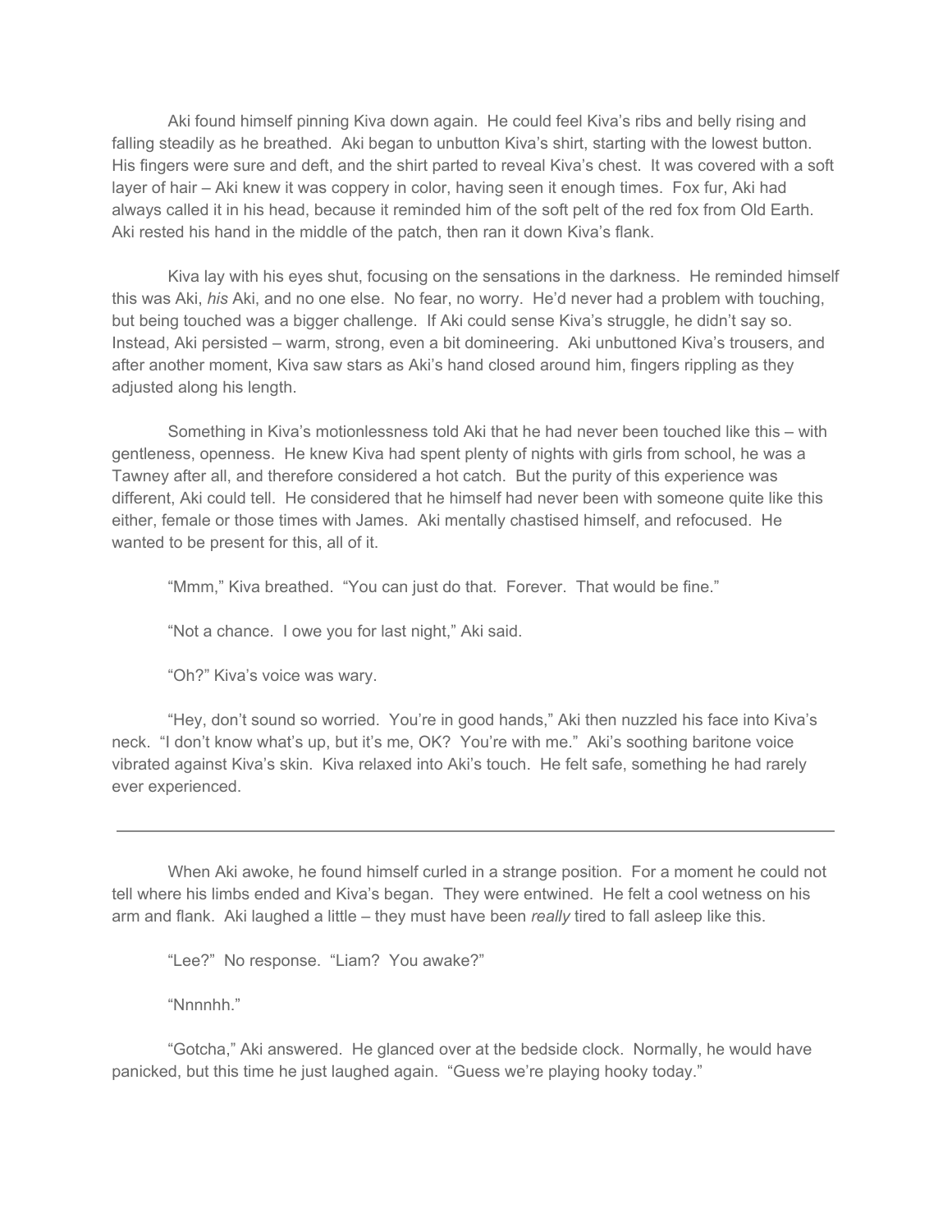Aki found himself pinning Kiva down again. He could feel Kiva's ribs and belly rising and falling steadily as he breathed. Aki began to unbutton Kiva's shirt, starting with the lowest button. His fingers were sure and deft, and the shirt parted to reveal Kiva's chest. It was covered with a soft layer of hair – Aki knew it was coppery in color, having seen it enough times. Fox fur, Aki had always called it in his head, because it reminded him of the soft pelt of the red fox from Old Earth. Aki rested his hand in the middle of the patch, then ran it down Kiva's flank.

Kiva lay with his eyes shut, focusing on the sensations in the darkness. He reminded himself this was Aki, *his* Aki, and no one else. No fear, no worry. He'd never had a problem with touching, but being touched was a bigger challenge. If Aki could sense Kiva's struggle, he didn't say so. Instead, Aki persisted – warm, strong, even a bit domineering. Aki unbuttoned Kiva's trousers, and after another moment, Kiva saw stars as Aki's hand closed around him, fingers rippling as they adjusted along his length.

Something in Kiva's motionlessness told Aki that he had never been touched like this – with gentleness, openness. He knew Kiva had spent plenty of nights with girls from school, he was a Tawney after all, and therefore considered a hot catch. But the purity of this experience was different, Aki could tell. He considered that he himself had never been with someone quite like this either, female or those times with James. Aki mentally chastised himself, and refocused. He wanted to be present for this, all of it.

"Mmm," Kiva breathed. "You can just do that. Forever. That would be fine."

"Not a chance. I owe you for last night," Aki said.

"Oh?" Kiva's voice was wary.

"Hey, don't sound so worried. You're in good hands," Aki then nuzzled his face into Kiva's neck. "I don't know what's up, but it's me, OK? You're with me." Aki's soothing baritone voice vibrated against Kiva's skin. Kiva relaxed into Aki's touch. He felt safe, something he had rarely ever experienced.

---

When Aki awoke, he found himself curled in a strange position. For a moment he could not tell where his limbs ended and Kiva's began. They were entwined. He felt a cool wetness on his arm and flank. Aki laughed a little – they must have been *really* tired to fall asleep like this.

"Lee?" No response. "Liam? You awake?"

"Nnnnhh."

"Gotcha," Aki answered. He glanced over at the bedside clock. Normally, he would have panicked, but this time he just laughed again. "Guess we're playing hooky today."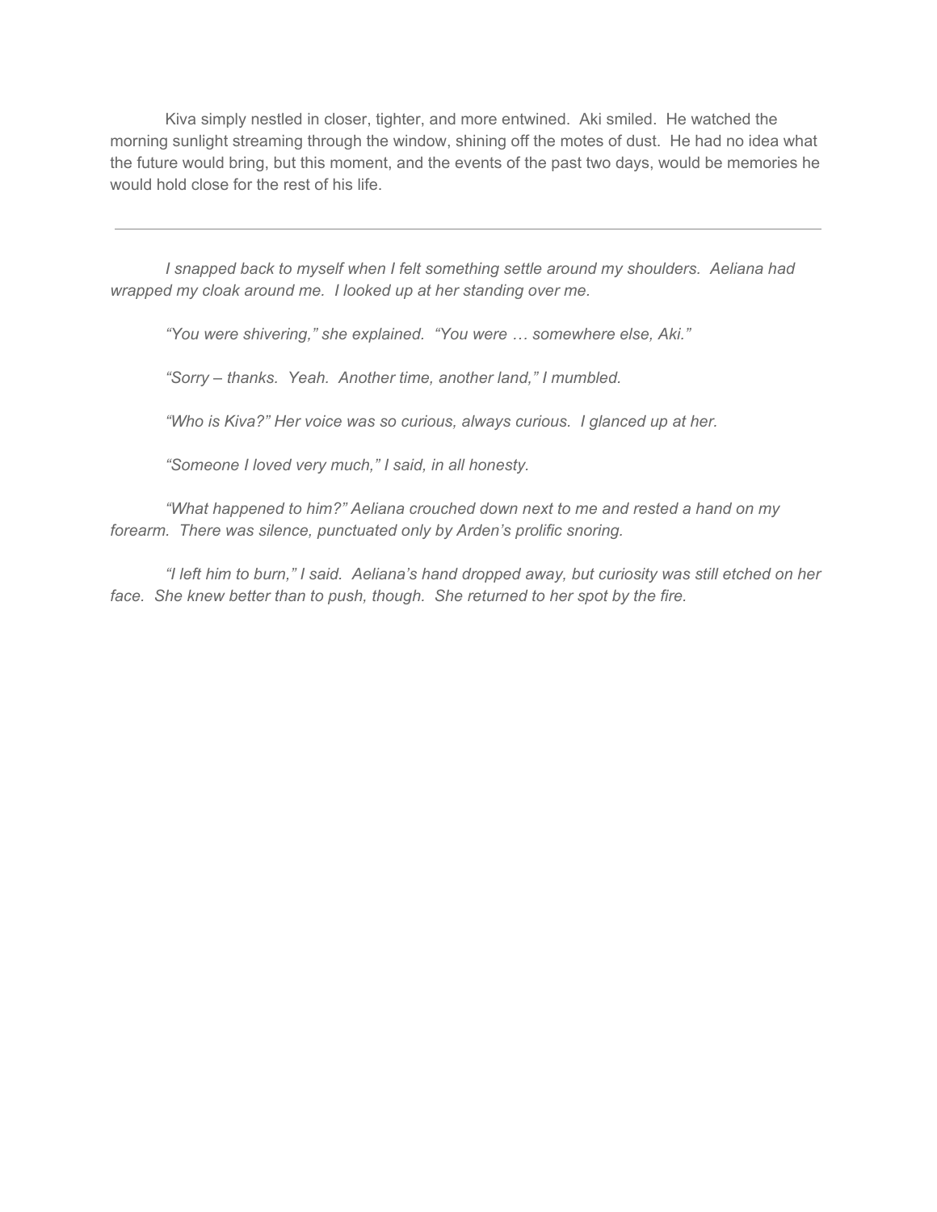Kiva simply nestled in closer, tighter, and more entwined. Aki smiled. He watched the morning sunlight streaming through the window, shining off the motes of dust. He had no idea what the future would bring, but this moment, and the events of the past two days, would be memories he would hold close for the rest of his life.

---

*I snapped back to myself when I felt something settle around my shoulders. Aeliana had wrapped my cloak around me. I looked up at her standing over me.*

*"You were shivering," she explained. "You were … somewhere else, Aki."*

*"Sorry – thanks. Yeah. Another time, another land," I mumbled.*

*"Who is Kiva?" Her voice was so curious, always curious. I glanced up at her.*

*"Someone I loved very much," I said, in all honesty.*

*"What happened to him?" Aeliana crouched down next to me and rested a hand on my forearm. There was silence, punctuated only by Arden's prolific snoring.*

*"I left him to burn," I said. Aeliana's hand dropped away, but curiosity was still etched on her face. She knew better than to push, though. She returned to her spot by the fire.*